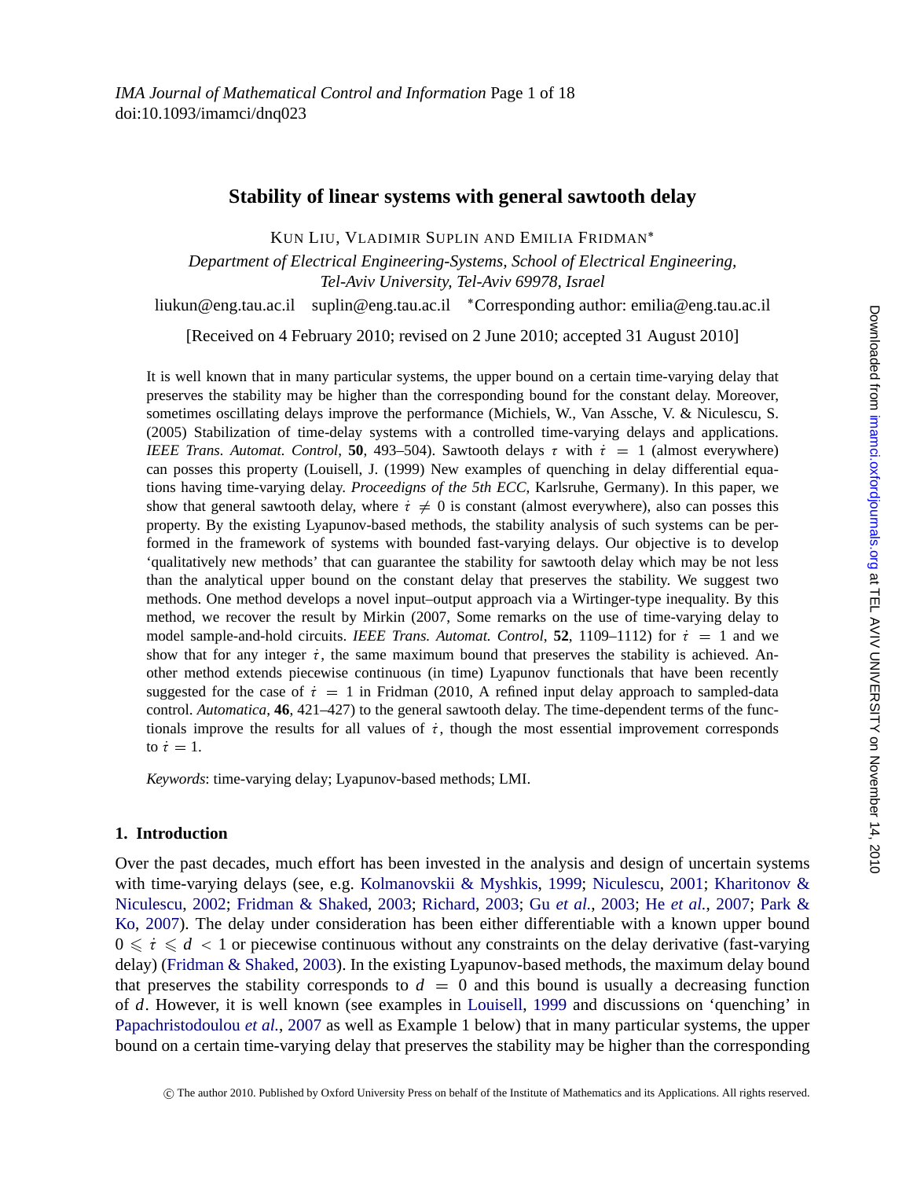# Stability of linear systems with general sawtooth delay

KUN LIU, VLADIMIR SUPLIN AND EMILIA FRIDMAN*

*Department of Electrical Engineering-Systems, School of Electrical Engineering, Tel-Aviv University, Tel-Aviv 69978, Israel*

liukun@eng.tau.ac.il suplin@eng.tau.ac.il *Corresponding author: emilia@eng.tau.ac.il

[Received on 4 February 2010; revised on 2 June 2010; accepted 31 August 2010]

It is well known that in many particular systems, the upper bound on a certain time-varying delay that preserves the stability may be higher than the corresponding bound for the constant delay. Moreover, sometimes oscillating delays improve the performance (Michiels, W., Van Assche, V. & Niculescu, S. (2005) Stabilization of time-delay systems with a controlled time-varying delays and applications. *IEEE Trans. Automat. Control*, **50**, 493–504). Sawtooth delays $\tau$ with $\dot{\tau} = 1$ (almost everywhere) can posses this property (Louisell, J. (1999) New examples of quenching in delay differential equations having time-varying delay. *Proceedigns of the 5th ECC*, Karlsruhe, Germany). In this paper, we show that general sawtooth delay, where $\dot{\tau} \neq 0$ is constant (almost everywhere), also can posses this property. By the existing Lyapunov-based methods, the stability analysis of such systems can be performed in the framework of systems with bounded fast-varying delays. Our objective is to develop 'qualitatively new methods' that can guarantee the stability for sawtooth delay which may be not less than the analytical upper bound on the constant delay that preserves the stability. We suggest two methods. One method develops a novel input–output approach via a Wirtinger-type inequality. By this method, we recover the result by Mirkin (2007, Some remarks on the use of time-varying delay to model sample-and-hold circuits. *IEEE Trans. Automat. Control*, **52**, 1109–1112) for $\dot{\tau} = 1$ and we show that for any integer $\dot{\tau}$, the same maximum bound that preserves the stability is achieved. Another method extends piecewise continuous (in time) Lyapunov functionals that have been recently suggested for the case of $\dot{\tau} = 1$ in Fridman (2010, A refined input delay approach to sampled-data control. *Automatica*, **46**, 421–427) to the general sawtooth delay. The time-dependent terms of the functionals improve the results for all values of $\dot{\tau}$, though the most essential improvement corresponds to $\dot{\tau} = 1$.

*Keywords*: time-varying delay; Lyapunov-based methods; LMI.

## 1. Introduction

Over the past decades, much effort has been invested in the analysis and design of uncertain systems with time-varying delays (see, e.g. Kolmanovskii & Myshkis, 1999; Niculescu, 2001; Kharitonov & Niculescu, 2002; Fridman & Shaked, 2003; Richard, 2003; Gu *et al.*, 2003; He *et al.*, 2007; Park & Ko, 2007). The delay under consideration has been either differentiable with a known upper bound $0 \leqslant \dot{\tau} \leqslant d < 1$ or piecewise continuous without any constraints on the delay derivative (fast-varying delay) (Fridman & Shaked, 2003). In the existing Lyapunov-based methods, the maximum delay bound that preserves the stability corresponds to $d = 0$ and this bound is usually a decreasing function of $d$. However, it is well known (see examples in Louisell, 1999 and discussions on 'quenching' in Papachristodoulou *et al.*, 2007 as well as Example 1 below) that in many particular systems, the upper bound on a certain time-varying delay that preserves the stability may be higher than the corresponding

© The author 2010. Published by Oxford University Press on behalf of the Institute of Mathematics and its Applications. All rights reserved.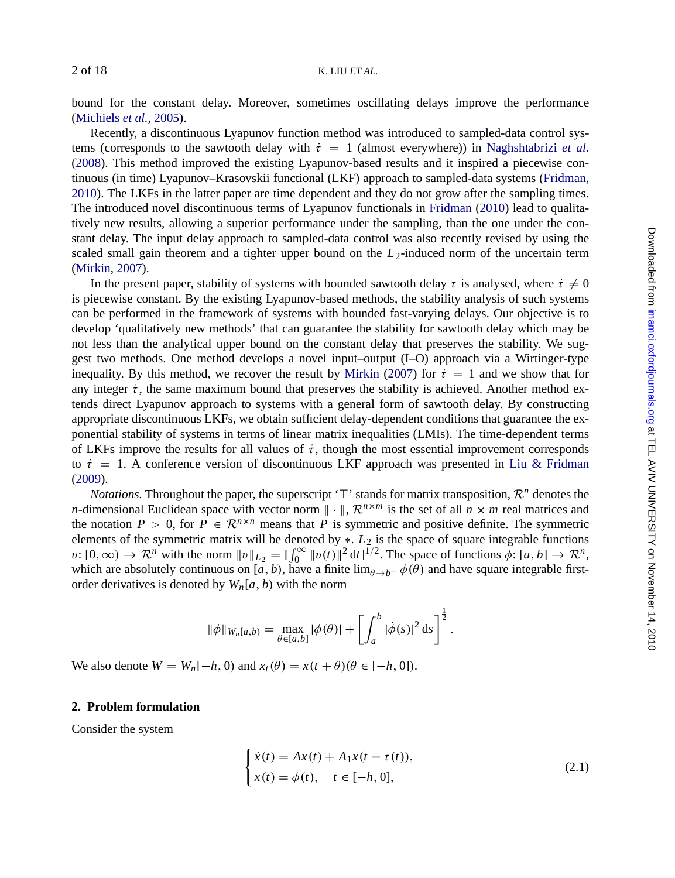bound for the constant delay. Moreover, sometimes oscillating delays improve the performance (Michiels *et al.*, 2005).

Recently, a discontinuous Lyapunov function method was introduced to sampled-data control systems (corresponds to the sawtooth delay with $\dot{\tau} = 1$ (almost everywhere)) in Naghshtabrizi *et al.* (2008). This method improved the existing Lyapunov-based results and it inspired a piecewise continuous (in time) Lyapunov–Krasovskii functional (LKF) approach to sampled-data systems (Fridman, 2010). The LKFs in the latter paper are time dependent and they do not grow after the sampling times. The introduced novel discontinuous terms of Lyapunov functionals in Fridman (2010) lead to qualitatively new results, allowing a superior performance under the sampling, than the one under the constant delay. The input delay approach to sampled-data control was also recently revised by using the scaled small gain theorem and a tighter upper bound on the $L_2$-induced norm of the uncertain term (Mirkin, 2007).

In the present paper, stability of systems with bounded sawtooth delay $\tau$ is analysed, where $\dot{\tau} \neq 0$ is piecewise constant. By the existing Lyapunov-based methods, the stability analysis of such systems can be performed in the framework of systems with bounded fast-varying delays. Our objective is to develop 'qualitatively new methods' that can guarantee the stability for sawtooth delay which may be not less than the analytical upper bound on the constant delay that preserves the stability. We suggest two methods. One method develops a novel input–output (I–O) approach via a Wirtinger-type inequality. By this method, we recover the result by Mirkin (2007) for $\dot{\tau} = 1$ and we show that for any integer $\dot{\tau}$, the same maximum bound that preserves the stability is achieved. Another method extends direct Lyapunov approach to systems with a general form of sawtooth delay. By constructing appropriate discontinuous LKFs, we obtain sufficient delay-dependent conditions that guarantee the exponential stability of systems in terms of linear matrix inequalities (LMIs). The time-dependent terms of LKFs improve the results for all values of $\dot{\tau}$, though the most essential improvement corresponds to $\dot{\tau} = 1$. A conference version of discontinuous LKF approach was presented in Liu & Fridman (2009).

*Notations.* Throughout the paper, the superscript '$\top$' stands for matrix transposition, $\mathcal{R}^n$ denotes the $n$-dimensional Euclidean space with vector norm $\|\cdot\|$, $\mathcal{R}^{n\times m}$ is the set of all $n \times m$ real matrices and the notation $P > 0$, for $P \in \mathcal{R}^{n\times n}$ means that $P$ is symmetric and positive definite. The symmetric elements of the symmetric matrix will be denoted by $*$. $L_2$ is the space of square integrable functions $v\colon [0,\infty) \to \mathcal{R}^n$ with the norm $\|v\|_{L_2} = [\int_0^\infty \|v(t)\|^2 \,\mathrm{d}t]^{1/2}$. The space of functions $\phi\colon [a,b] \to \mathcal{R}^n$, which are absolutely continuous on $[a,b)$, have a finite $\lim_{\theta\to b^-}\phi(\theta)$ and have square integrable first-order derivatives is denoted by $W_n[a,b)$ with the norm

$$
\|\phi\|_{W_n[a,b)} = \max_{\theta\in[a,b]} |\phi(\theta)| + \left[\int_a^b |\dot{\phi}(s)|^2 \,\mathrm{d}s\right]^{\frac{1}{2}}.
$$

We also denote $W = W_n[-h,0)$ and $x_t(\theta) = x(t+\theta)(\theta \in [-h,0])$.

## 2. Problem formulation

Consider the system

$$
\begin{cases}
\dot{x}(t) = Ax(t) + A_1 x(t-\tau(t)), \\
x(t) = \phi(t), \quad t \in [-h,0],
\end{cases}
\tag{2.1}
$$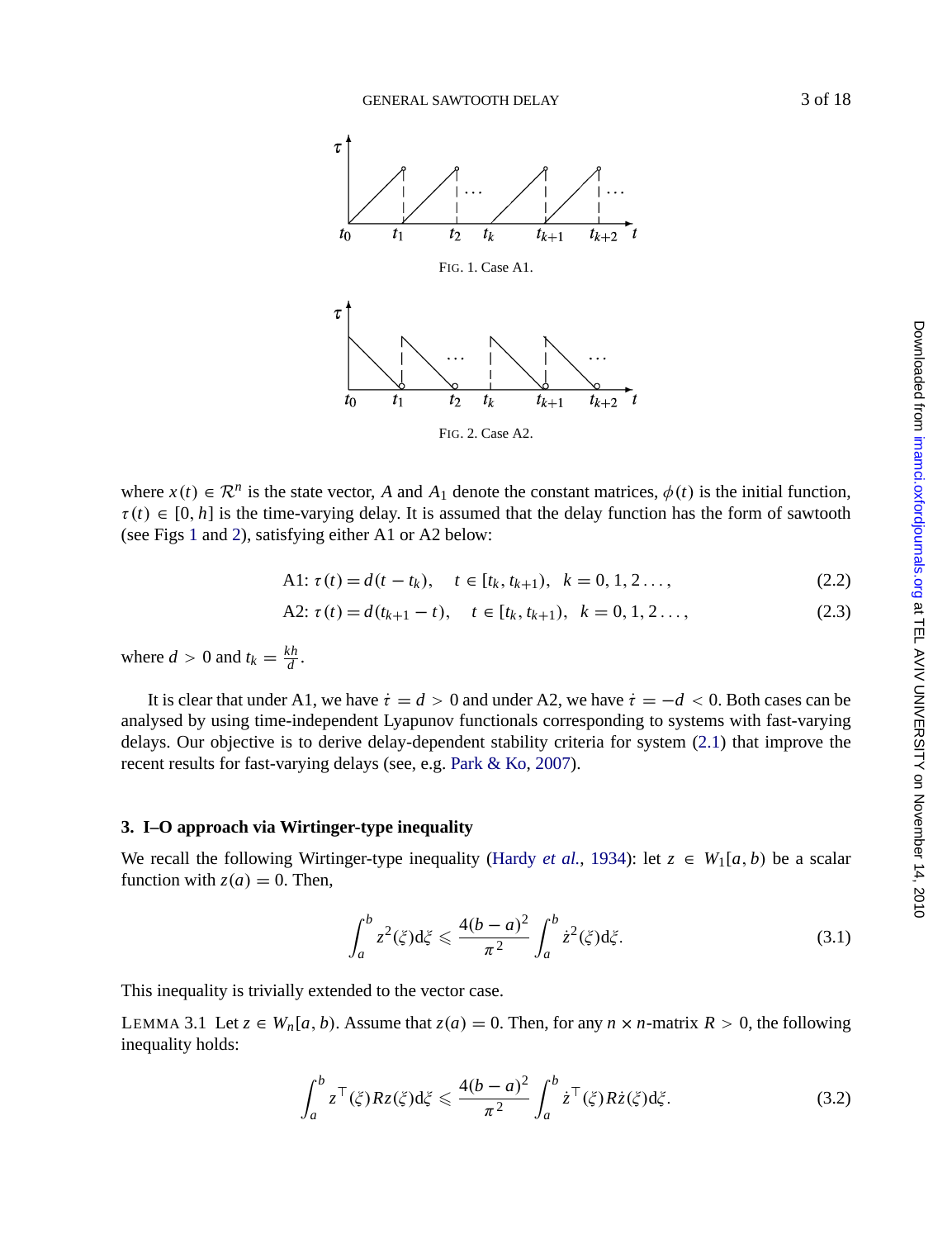FIG. 1. Case A1.

FIG. 2. Case A2.

where $x(t) \in \mathcal{R}^n$ is the state vector, $A$ and $A_1$ denote the constant matrices, $\phi(t)$ is the initial function, $\tau(t) \in [0, h]$ is the time-varying delay. It is assumed that the delay function has the form of sawtooth (see Figs 1 and 2), satisfying either A1 or A2 below:

$$\text{A1: } \tau(t) = d(t - t_k), \quad t \in [t_k, t_{k+1}), \quad k = 0, 1, 2 \ldots, \tag{2.2}$$

$$\text{A2: } \tau(t) = d(t_{k+1} - t), \quad t \in [t_k, t_{k+1}), \quad k = 0, 1, 2 \ldots, \tag{2.3}$$

where $d > 0$ and $t_k = \frac{kh}{d}$.

It is clear that under A1, we have $\dot{\tau} = d > 0$ and under A2, we have $\dot{\tau} = -d < 0$. Both cases can be analysed by using time-independent Lyapunov functionals corresponding to systems with fast-varying delays. Our objective is to derive delay-dependent stability criteria for system (2.1) that improve the recent results for fast-varying delays (see, e.g. Park & Ko, 2007).

## 3. I–O approach via Wirtinger-type inequality

We recall the following Wirtinger-type inequality (Hardy *et al.*, 1934): let $z \in W_1[a, b)$ be a scalar function with $z(a) = 0$. Then,

$$\int_a^b z^2(\xi)\mathrm{d}\xi \leqslant \frac{4(b-a)^2}{\pi^2} \int_a^b \dot{z}^2(\xi)\mathrm{d}\xi. \tag{3.1}$$

This inequality is trivially extended to the vector case.

LEMMA 3.1 Let $z \in W_n[a, b)$. Assume that $z(a) = 0$. Then, for any $n \times n$-matrix $R > 0$, the following inequality holds:

$$\int_a^b z^\top(\xi) R z(\xi)\mathrm{d}\xi \leqslant \frac{4(b-a)^2}{\pi^2} \int_a^b \dot{z}^\top(\xi) R \dot{z}(\xi)\mathrm{d}\xi. \tag{3.2}$$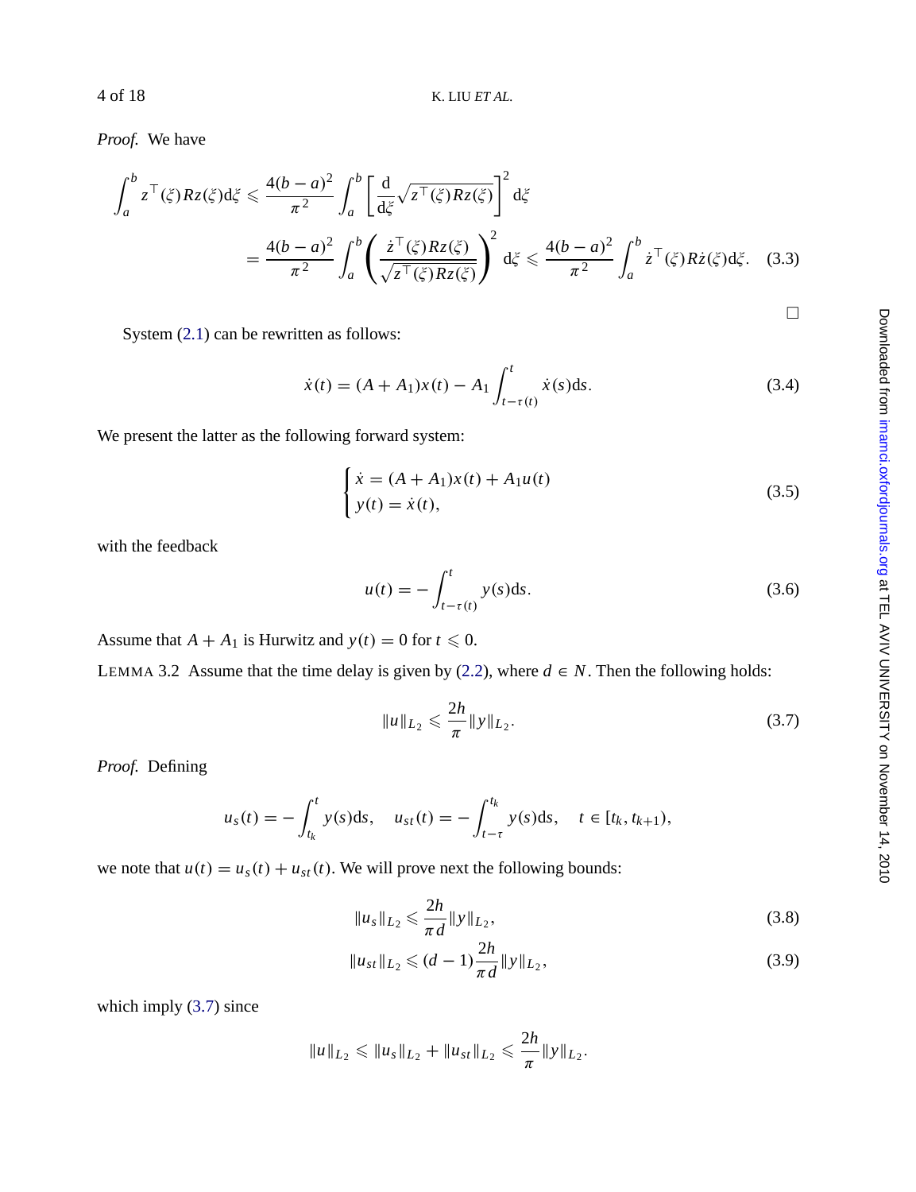*Proof.* We have

$$\int_a^b z^\top(\xi) R z(\xi) \mathrm{d}\xi \leqslant \frac{4(b-a)^2}{\pi^2} \int_a^b \left[ \frac{\mathrm{d}}{\mathrm{d}\xi} \sqrt{z^\top(\xi) R z(\xi)} \right]^2 \mathrm{d}\xi$$

$$= \frac{4(b-a)^2}{\pi^2} \int_a^b \left( \frac{\dot{z}^\top(\xi) R z(\xi)}{\sqrt{z^\top(\xi) R z(\xi)}} \right)^2 \mathrm{d}\xi \leqslant \frac{4(b-a)^2}{\pi^2} \int_a^b \dot{z}^\top(\xi) R \dot{z}(\xi) \mathrm{d}\xi. \quad (3.3)$$

□

System (2.1) can be rewritten as follows:

$$\dot{x}(t) = (A + A_1)x(t) - A_1 \int_{t-\tau(t)}^{t} \dot{x}(s)\mathrm{d}s. \quad (3.4)$$

We present the latter as the following forward system:

$$\begin{cases} \dot{x} = (A + A_1)x(t) + A_1 u(t) \\ y(t) = \dot{x}(t), \end{cases} \quad (3.5)$$

with the feedback

$$u(t) = -\int_{t-\tau(t)}^{t} y(s)\mathrm{d}s. \quad (3.6)$$

Assume that $A + A_1$ is Hurwitz and $y(t) = 0$ for $t \leqslant 0$.

LEMMA 3.2 Assume that the time delay is given by (2.2), where $d \in N$. Then the following holds:

$$\|u\|_{L_2} \leqslant \frac{2h}{\pi} \|y\|_{L_2}. \quad (3.7)$$

*Proof.* Defining

$$u_s(t) = -\int_{t_k}^{t} y(s)\mathrm{d}s, \quad u_{st}(t) = -\int_{t-\tau}^{t_k} y(s)\mathrm{d}s, \quad t \in [t_k, t_{k+1}),$$

we note that $u(t) = u_s(t) + u_{st}(t)$. We will prove next the following bounds:

$$\|u_s\|_{L_2} \leqslant \frac{2h}{\pi d} \|y\|_{L_2}, \quad (3.8)$$

$$\|u_{st}\|_{L_2} \leqslant (d-1)\frac{2h}{\pi d} \|y\|_{L_2}, \quad (3.9)$$

which imply (3.7) since

$$\|u\|_{L_2} \leqslant \|u_s\|_{L_2} + \|u_{st}\|_{L_2} \leqslant \frac{2h}{\pi} \|y\|_{L_2}.$$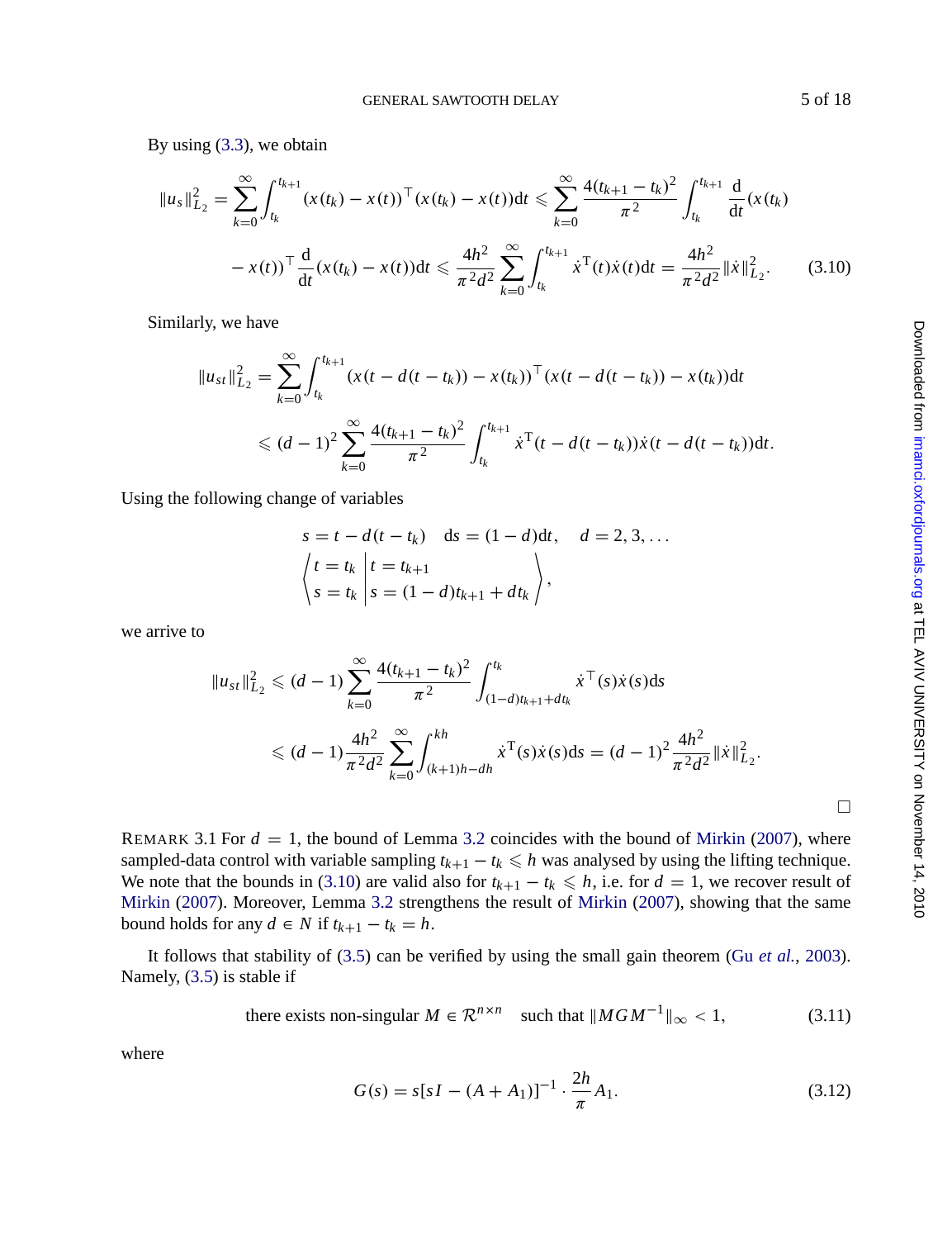By using (3.3), we obtain

$$
\|u_s\|_{L_2}^2 = \sum_{k=0}^{\infty} \int_{t_k}^{t_{k+1}} (x(t_k) - x(t))^\top (x(t_k) - x(t))\mathrm{d}t \leqslant \sum_{k=0}^{\infty} \frac{4(t_{k+1} - t_k)^2}{\pi^2} \int_{t_k}^{t_{k+1}} \frac{\mathrm{d}}{\mathrm{d}t}(x(t_k) - x(t))^\top \frac{\mathrm{d}}{\mathrm{d}t}(x(t_k) - x(t))\mathrm{d}t \leqslant \frac{4h^2}{\pi^2 d^2} \sum_{k=0}^{\infty} \int_{t_k}^{t_{k+1}} \dot{x}^{\mathrm{T}}(t)\dot{x}(t)\mathrm{d}t = \frac{4h^2}{\pi^2 d^2} \|\dot{x}\|_{L_2}^2. \tag{3.10}
$$

Similarly, we have

$$
\|u_{st}\|_{L_2}^2 = \sum_{k=0}^{\infty} \int_{t_k}^{t_{k+1}} (x(t - d(t - t_k)) - x(t_k))^\top (x(t - d(t - t_k)) - x(t_k))\mathrm{d}t
$$

$$
\leqslant (d-1)^2 \sum_{k=0}^{\infty} \frac{4(t_{k+1} - t_k)^2}{\pi^2} \int_{t_k}^{t_{k+1}} \dot{x}^{\mathrm{T}}(t - d(t - t_k))\dot{x}(t - d(t - t_k))\mathrm{d}t.
$$

Using the following change of variables

$$
s = t - d(t - t_k) \quad \mathrm{d}s = (1 - d)\mathrm{d}t, \quad d = 2, 3, \ldots
$$

$$
\left\langle \begin{array}{l} t = t_k \\ s = t_k \end{array} \middle| \begin{array}{l} t = t_{k+1} \\ s = (1 - d)t_{k+1} + dt_k \end{array} \right\rangle,
$$

we arrive to

$$
\|u_{st}\|_{L_2}^2 \leqslant (d-1) \sum_{k=0}^{\infty} \frac{4(t_{k+1} - t_k)^2}{\pi^2} \int_{(1-d)t_{k+1}+dt_k}^{t_k} \dot{x}^\top(s)\dot{x}(s)\mathrm{d}s
$$

$$
\leqslant (d-1)\frac{4h^2}{\pi^2 d^2} \sum_{k=0}^{\infty} \int_{(k+1)h-dh}^{kh} \dot{x}^{\mathrm{T}}(s)\dot{x}(s)\mathrm{d}s = (d-1)^2 \frac{4h^2}{\pi^2 d^2} \|\dot{x}\|_{L_2}^2.
$$

□

REMARK 3.1 For $d = 1$, the bound of Lemma 3.2 coincides with the bound of Mirkin (2007), where sampled-data control with variable sampling $t_{k+1} - t_k \leqslant h$ was analysed by using the lifting technique. We note that the bounds in (3.10) are valid also for $t_{k+1} - t_k \leqslant h$, i.e. for $d = 1$, we recover result of Mirkin (2007). Moreover, Lemma 3.2 strengthens the result of Mirkin (2007), showing that the same bound holds for any $d \in N$ if $t_{k+1} - t_k = h$.

It follows that stability of (3.5) can be verified by using the small gain theorem (Gu *et al.*, 2003). Namely, (3.5) is stable if

$$
\text{there exists non-singular } M \in \mathcal{R}^{n \times n} \quad \text{such that } \|MGM^{-1}\|_\infty < 1, \tag{3.11}
$$

where

$$
G(s) = s[sI - (A + A_1)]^{-1} \cdot \frac{2h}{\pi} A_1. \tag{3.12}
$$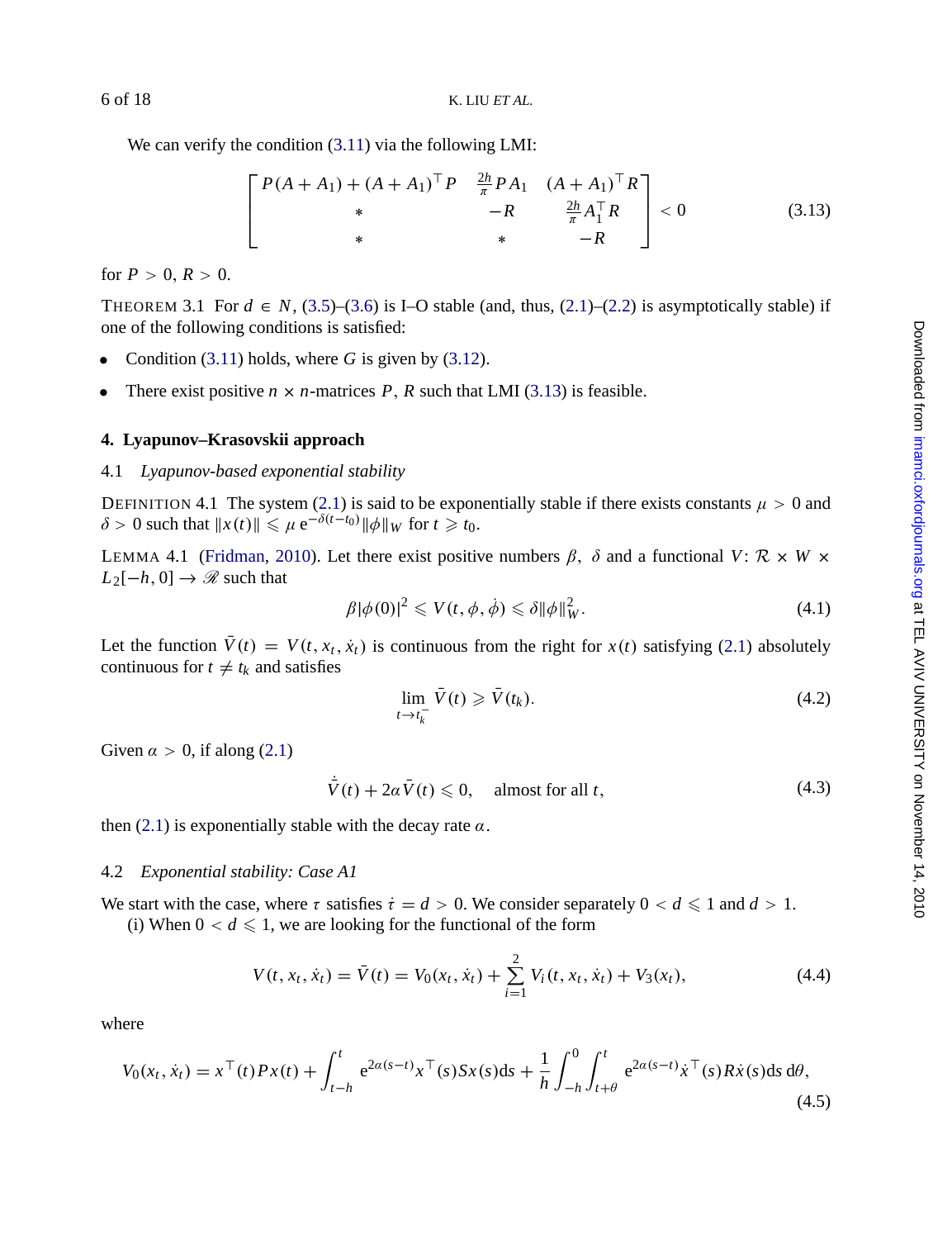We can verify the condition (3.11) via the following LMI:

$$\begin{bmatrix} P(A+A_1)+(A+A_1)^\top P & \frac{2h}{\pi}PA_1 & (A+A_1)^\top R \\ * & -R & \frac{2h}{\pi}A_1^\top R \\ * & * & -R \end{bmatrix} < 0 \tag{3.13}$$

for $P > 0$, $R > 0$.

THEOREM 3.1 For $d \in N$, (3.5)–(3.6) is I–O stable (and, thus, (2.1)–(2.2) is asymptotically stable) if one of the following conditions is satisfied:

- Condition (3.11) holds, where $G$ is given by (3.12).
- There exist positive $n \times n$-matrices $P$, $R$ such that LMI (3.13) is feasible.

## 4. Lyapunov–Krasovskii approach

### 4.1 *Lyapunov-based exponential stability*

DEFINITION 4.1 The system (2.1) is said to be exponentially stable if there exists constants $\mu > 0$ and $\delta > 0$ such that $\|x(t)\| \leqslant \mu\, \mathrm{e}^{-\delta(t-t_0)}\|\phi\|_W$ for $t \geqslant t_0$.

LEMMA 4.1 (Fridman, 2010). Let there exist positive numbers $\beta$, $\delta$ and a functional $V\colon \mathcal{R} \times W \times L_2[-h, 0] \to \mathscr{R}$ such that

$$\beta|\phi(0)|^2 \leqslant V(t, \phi, \dot{\phi}) \leqslant \delta\|\phi\|_W^2. \tag{4.1}$$

Let the function $\bar{V}(t) = V(t, x_t, \dot{x}_t)$ is continuous from the right for $x(t)$ satisfying (2.1) absolutely continuous for $t \neq t_k$ and satisfies

$$\lim_{t \to t_k^-} \bar{V}(t) \geqslant \bar{V}(t_k). \tag{4.2}$$

Given $\alpha > 0$, if along (2.1)

$$\dot{\bar{V}}(t) + 2\alpha\bar{V}(t) \leqslant 0, \quad \text{almost for all } t, \tag{4.3}$$

then (2.1) is exponentially stable with the decay rate $\alpha$.

### 4.2 *Exponential stability: Case A1*

We start with the case, where $\tau$ satisfies $\dot{\tau} = d > 0$. We consider separately $0 < d \leqslant 1$ and $d > 1$.

(i) When $0 < d \leqslant 1$, we are looking for the functional of the form

$$V(t, x_t, \dot{x}_t) = \bar{V}(t) = V_0(x_t, \dot{x}_t) + \sum_{i=1}^{2} V_i(t, x_t, \dot{x}_t) + V_3(x_t), \tag{4.4}$$

where

$$V_0(x_t, \dot{x}_t) = x^\top(t)Px(t) + \int_{t-h}^{t} \mathrm{e}^{2\alpha(s-t)}x^\top(s)Sx(s)\mathrm{d}s + \frac{1}{h}\int_{-h}^{0}\int_{t+\theta}^{t} \mathrm{e}^{2\alpha(s-t)}\dot{x}^\top(s)R\dot{x}(s)\mathrm{d}s\,\mathrm{d}\theta, \tag{4.5}$$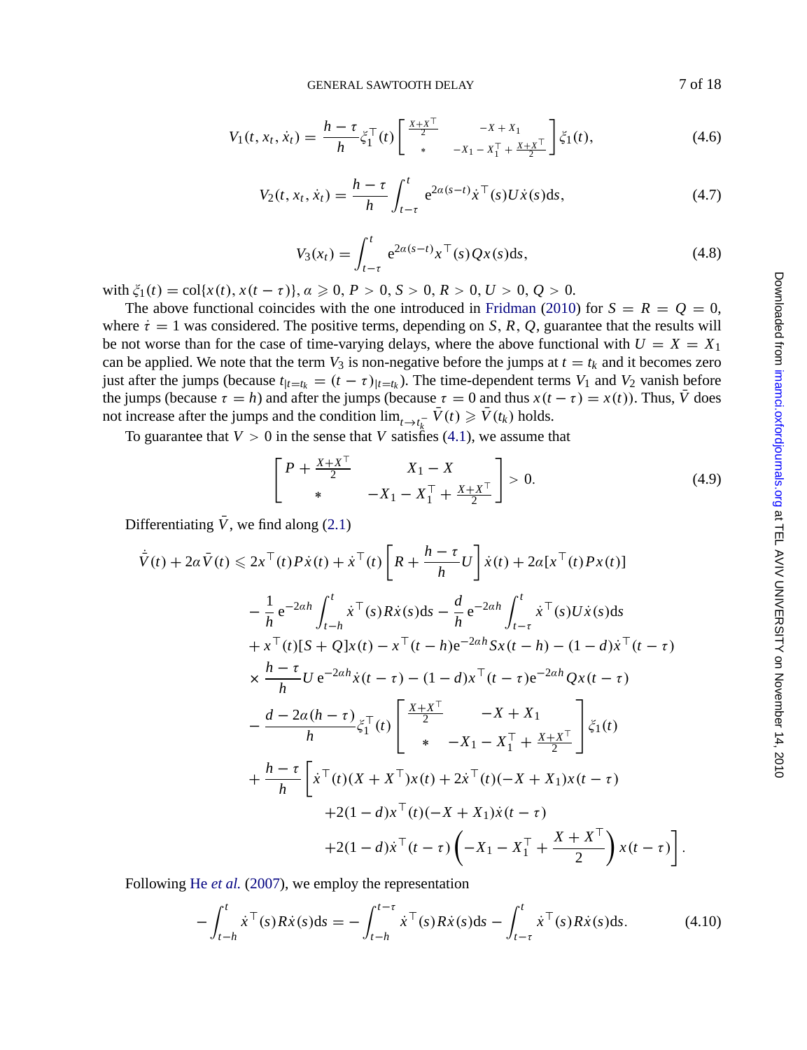$$V_1(t, x_t, \dot{x}_t) = \frac{h-\tau}{h}\xi_1^\top(t)\begin{bmatrix} \frac{X+X^\top}{2} & -X+X_1 \\ * & -X_1 - X_1^\top + \frac{X+X^\top}{2} \end{bmatrix}\xi_1(t), \tag{4.6}$$

$$V_2(t, x_t, \dot{x}_t) = \frac{h-\tau}{h}\int_{t-\tau}^{t} e^{2\alpha(s-t)}\dot{x}^\top(s)U\dot{x}(s)ds, \tag{4.7}$$

$$V_3(x_t) = \int_{t-\tau}^{t} e^{2\alpha(s-t)}x^\top(s)Qx(s)ds, \tag{4.8}$$

with $\xi_1(t) = \text{col}\{x(t), x(t-\tau)\}$, $\alpha \geqslant 0$, $P > 0$, $S > 0$, $R > 0$, $U > 0$, $Q > 0$.

The above functional coincides with the one introduced in Fridman (2010) for $S = R = Q = 0$, where $\dot{\tau} = 1$ was considered. The positive terms, depending on $S$, $R$, $Q$, guarantee that the results will be not worse than for the case of time-varying delays, where the above functional with $U = X = X_1$ can be applied. We note that the term $V_3$ is non-negative before the jumps at $t = t_k$ and it becomes zero just after the jumps (because $t_{|t=t_k} = (t-\tau)_{|t=t_k}$). The time-dependent terms $V_1$ and $V_2$ vanish before the jumps (because $\tau = h$) and after the jumps (because $\tau = 0$ and thus $x(t-\tau) = x(t)$). Thus, $\bar{V}$ does not increase after the jumps and the condition $\lim_{t\to t_k^-}\bar{V}(t) \geqslant \bar{V}(t_k)$ holds.

To guarantee that $V > 0$ in the sense that $V$ satisfies (4.1), we assume that

$$\begin{bmatrix} P + \frac{X+X^\top}{2} & X_1 - X \\ * & -X_1 - X_1^\top + \frac{X+X^\top}{2} \end{bmatrix} > 0. \tag{4.9}$$

Differentiating $\bar{V}$, we find along (2.1)

$$\begin{aligned}
\dot{\bar{V}}(t) + 2\alpha\bar{V}(t) \leqslant\ & 2x^\top(t)P\dot{x}(t) + \dot{x}^\top(t)\left[R + \frac{h-\tau}{h}U\right]\dot{x}(t) + 2\alpha[x^\top(t)Px(t)] \\
& - \frac{1}{h}e^{-2\alpha h}\int_{t-h}^{t}\dot{x}^\top(s)R\dot{x}(s)ds - \frac{d}{h}e^{-2\alpha h}\int_{t-\tau}^{t}\dot{x}^\top(s)U\dot{x}(s)ds \\
& + x^\top(t)[S+Q]x(t) - x^\top(t-h)e^{-2\alpha h}Sx(t-h) - (1-d)\dot{x}^\top(t-\tau) \\
& \times \frac{h-\tau}{h}U\,e^{-2\alpha h}\dot{x}(t-\tau) - (1-d)x^\top(t-\tau)e^{-2\alpha h}Qx(t-\tau) \\
& - \frac{d-2\alpha(h-\tau)}{h}\xi_1^\top(t)\begin{bmatrix} \frac{X+X^\top}{2} & -X+X_1 \\ * & -X_1 - X_1^\top + \frac{X+X^\top}{2} \end{bmatrix}\xi_1(t) \\
& + \frac{h-\tau}{h}\Bigg[\dot{x}^\top(t)(X+X^\top)x(t) + 2\dot{x}^\top(t)(-X+X_1)x(t-\tau) \\
& \qquad + 2(1-d)x^\top(t)(-X+X_1)\dot{x}(t-\tau) \\
& \qquad + 2(1-d)\dot{x}^\top(t-\tau)\left(-X_1 - X_1^\top + \frac{X+X^\top}{2}\right)x(t-\tau)\Bigg].
\end{aligned}$$

Following He *et al.* (2007), we employ the representation

$$-\int_{t-h}^{t}\dot{x}^\top(s)R\dot{x}(s)ds = -\int_{t-h}^{t-\tau}\dot{x}^\top(s)R\dot{x}(s)ds - \int_{t-\tau}^{t}\dot{x}^\top(s)R\dot{x}(s)ds. \tag{4.10}$$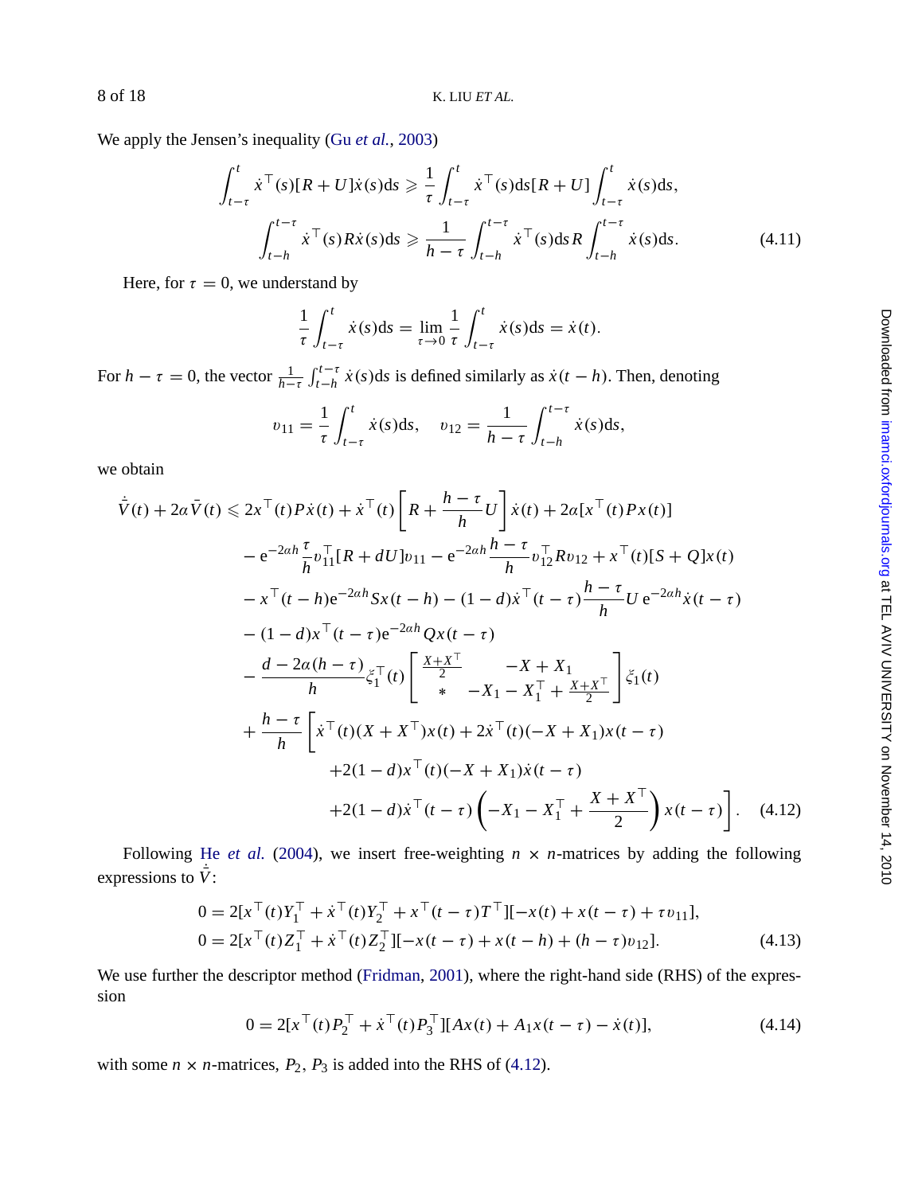We apply the Jensen's inequality (Gu *et al.*, 2003)

$$
\begin{aligned}
\int_{t-\tau}^{t} \dot{x}^{\top}(s)[R+U]\dot{x}(s)\mathrm{d}s &\geqslant \frac{1}{\tau}\int_{t-\tau}^{t} \dot{x}^{\top}(s)\mathrm{d}s[R+U]\int_{t-\tau}^{t} \dot{x}(s)\mathrm{d}s,\\
\int_{t-h}^{t-\tau} \dot{x}^{\top}(s)R\dot{x}(s)\mathrm{d}s &\geqslant \frac{1}{h-\tau}\int_{t-h}^{t-\tau} \dot{x}^{\top}(s)\mathrm{d}s\, R\int_{t-h}^{t-\tau} \dot{x}(s)\mathrm{d}s.
\end{aligned}
\tag{4.11}
$$

Here, for $\tau = 0$, we understand by

$$
\frac{1}{\tau}\int_{t-\tau}^{t} \dot{x}(s)\mathrm{d}s = \lim_{\tau\to 0}\frac{1}{\tau}\int_{t-\tau}^{t} \dot{x}(s)\mathrm{d}s = \dot{x}(t).
$$

For $h-\tau = 0$, the vector $\frac{1}{h-\tau}\int_{t-h}^{t-\tau}\dot{x}(s)\mathrm{d}s$ is defined similarly as $\dot{x}(t-h)$. Then, denoting

$$
\upsilon_{11} = \frac{1}{\tau}\int_{t-\tau}^{t}\dot{x}(s)\mathrm{d}s, \quad \upsilon_{12} = \frac{1}{h-\tau}\int_{t-h}^{t-\tau}\dot{x}(s)\mathrm{d}s,
$$

we obtain

$$
\begin{aligned}
\dot{\bar{V}}(t) + 2\alpha\bar{V}(t) \leqslant{}& 2x^{\top}(t)P\dot{x}(t) + \dot{x}^{\top}(t)\left[R + \frac{h-\tau}{h}U\right]\dot{x}(t) + 2\alpha[x^{\top}(t)Px(t)]\\
&- \mathrm{e}^{-2\alpha h}\frac{\tau}{h}\upsilon_{11}^{\top}[R+dU]\upsilon_{11} - \mathrm{e}^{-2\alpha h}\frac{h-\tau}{h}\upsilon_{12}^{\top}R\upsilon_{12} + x^{\top}(t)[S+Q]x(t)\\
&- x^{\top}(t-h)\mathrm{e}^{-2\alpha h}Sx(t-h) - (1-d)\dot{x}^{\top}(t-\tau)\frac{h-\tau}{h}U\,\mathrm{e}^{-2\alpha h}\dot{x}(t-\tau)\\
&- (1-d)x^{\top}(t-\tau)\mathrm{e}^{-2\alpha h}Qx(t-\tau)\\
&- \frac{d-2\alpha(h-\tau)}{h}\xi_1^{\top}(t)\begin{bmatrix}\frac{X+X^{\top}}{2} & -X+X_1\\ * & -X_1-X_1^{\top}+\frac{X+X^{\top}}{2}\end{bmatrix}\xi_1(t)\\
&+ \frac{h-\tau}{h}\Big[\dot{x}^{\top}(t)(X+X^{\top})x(t) + 2\dot{x}^{\top}(t)(-X+X_1)x(t-\tau)\\
&\qquad +2(1-d)x^{\top}(t)(-X+X_1)\dot{x}(t-\tau)\\
&\qquad +2(1-d)\dot{x}^{\top}(t-\tau)\left(-X_1-X_1^{\top}+\frac{X+X^{\top}}{2}\right)x(t-\tau)\Big].
\end{aligned}
\tag{4.12}
$$

Following He *et al.* (2004), we insert free-weighting $n\times n$-matrices by adding the following expressions to $\dot{\bar{V}}$:

$$
\begin{aligned}
0 &= 2[x^{\top}(t)Y_1^{\top} + \dot{x}^{\top}(t)Y_2^{\top} + x^{\top}(t-\tau)T^{\top}][-x(t) + x(t-\tau) + \tau\upsilon_{11}],\\
0 &= 2[x^{\top}(t)Z_1^{\top} + \dot{x}^{\top}(t)Z_2^{\top}][-x(t-\tau) + x(t-h) + (h-\tau)\upsilon_{12}].
\end{aligned}
\tag{4.13}
$$

We use further the descriptor method (Fridman, 2001), where the right-hand side (RHS) of the expression

$$
0 = 2[x^{\top}(t)P_2^{\top} + \dot{x}^{\top}(t)P_3^{\top}][Ax(t) + A_1x(t-\tau) - \dot{x}(t)],
\tag{4.14}
$$

with some $n\times n$-matrices, $P_2$, $P_3$ is added into the RHS of (4.12).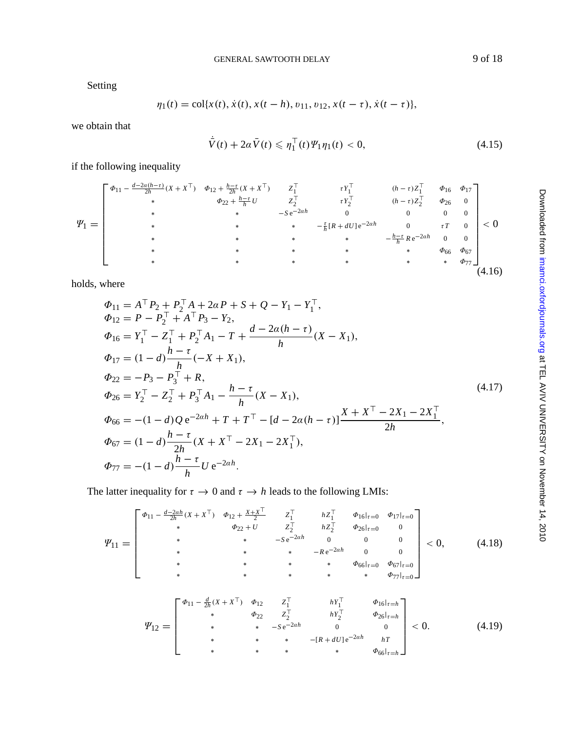Setting

$$\eta_1(t) = \mathrm{col}\{x(t), \dot{x}(t), x(t-h), \upsilon_{11}, \upsilon_{12}, x(t-\tau), \dot{x}(t-\tau)\},$$

we obtain that

$$\dot{\bar{V}}(t) + 2\alpha \bar{V}(t) \leqslant \eta_1^\top(t) \Psi_1 \eta_1(t) < 0, \tag{4.15}$$

if the following inequality

$$\Psi_1 = \begin{bmatrix} \Phi_{11} - \frac{d-2\alpha(h-\tau)}{2h}(X+X^\top) & \Phi_{12} + \frac{h-\tau}{2h}(X+X^\top) & Z_1^\top & \tau Y_1^\top & (h-\tau)Z_1^\top & \Phi_{16} & \Phi_{17} \\ * & \Phi_{22} + \frac{h-\tau}{h}U & Z_2^\top & \tau Y_2^\top & (h-\tau)Z_2^\top & \Phi_{26} & 0 \\ * & * & -S\,\mathrm{e}^{-2\alpha h} & 0 & 0 & 0 & 0 \\ * & * & * & -\frac{\tau}{h}[R+dU]\,\mathrm{e}^{-2\alpha h} & 0 & \tau T & 0 \\ * & * & * & * & -\frac{h-\tau}{h}R\,\mathrm{e}^{-2\alpha h} & 0 & 0 \\ * & * & * & * & * & \Phi_{66} & \Phi_{67} \\ * & * & * & * & * & * & \Phi_{77} \end{bmatrix} < 0 \tag{4.16}$$

holds, where

$$\begin{aligned}
\Phi_{11} &= A^\top P_2 + P_2^\top A + 2\alpha P + S + Q - Y_1 - Y_1^\top, \\
\Phi_{12} &= P - P_2^\top + A^\top P_3 - Y_2, \\
\Phi_{16} &= Y_1^\top - Z_1^\top + P_2^\top A_1 - T + \frac{d-2\alpha(h-\tau)}{h}(X - X_1), \\
\Phi_{17} &= (1-d)\frac{h-\tau}{h}(-X + X_1), \\
\Phi_{22} &= -P_3 - P_3^\top + R, \\
\Phi_{26} &= Y_2^\top - Z_2^\top + P_3^\top A_1 - \frac{h-\tau}{h}(X - X_1), \\
\Phi_{66} &= -(1-d)Q\,\mathrm{e}^{-2\alpha h} + T + T^\top - [d - 2\alpha(h-\tau)]\frac{X + X^\top - 2X_1 - 2X_1^\top}{2h}, \\
\Phi_{67} &= (1-d)\frac{h-\tau}{2h}(X + X^\top - 2X_1 - 2X_1^\top), \\
\Phi_{77} &= -(1-d)\frac{h-\tau}{h}U\,\mathrm{e}^{-2\alpha h}.
\end{aligned} \tag{4.17}$$

The latter inequality for $\tau \to 0$ and $\tau \to h$ leads to the following LMIs:

$$\Psi_{11} = \begin{bmatrix} \Phi_{11} - \frac{d-2\alpha h}{2h}(X+X^\top) & \Phi_{12} + \frac{X+X^\top}{2} & Z_1^\top & hZ_1^\top & \Phi_{16}|_{\tau=0} & \Phi_{17}|_{\tau=0} \\ * & \Phi_{22} + U & Z_2^\top & hZ_2^\top & \Phi_{26}|_{\tau=0} & 0 \\ * & * & -S\,\mathrm{e}^{-2\alpha h} & 0 & 0 & 0 \\ * & * & * & -R\,\mathrm{e}^{-2\alpha h} & 0 & 0 \\ * & * & * & * & \Phi_{66}|_{\tau=0} & \Phi_{67}|_{\tau=0} \\ * & * & * & * & * & \Phi_{77}|_{\tau=0} \end{bmatrix} < 0, \tag{4.18}$$

$$\Psi_{12} = \begin{bmatrix} \Phi_{11} - \frac{d}{2h}(X+X^\top) & \Phi_{12} & Z_1^\top & hY_1^\top & \Phi_{16}|_{\tau=h} \\ * & \Phi_{22} & Z_2^\top & hY_2^\top & \Phi_{26}|_{\tau=h} \\ * & * & -S\,\mathrm{e}^{-2\alpha h} & 0 & 0 \\ * & * & * & -[R+dU]\,\mathrm{e}^{-2\alpha h} & hT \\ * & * & * & * & \Phi_{66}|_{\tau=h} \end{bmatrix} < 0. \tag{4.19}$$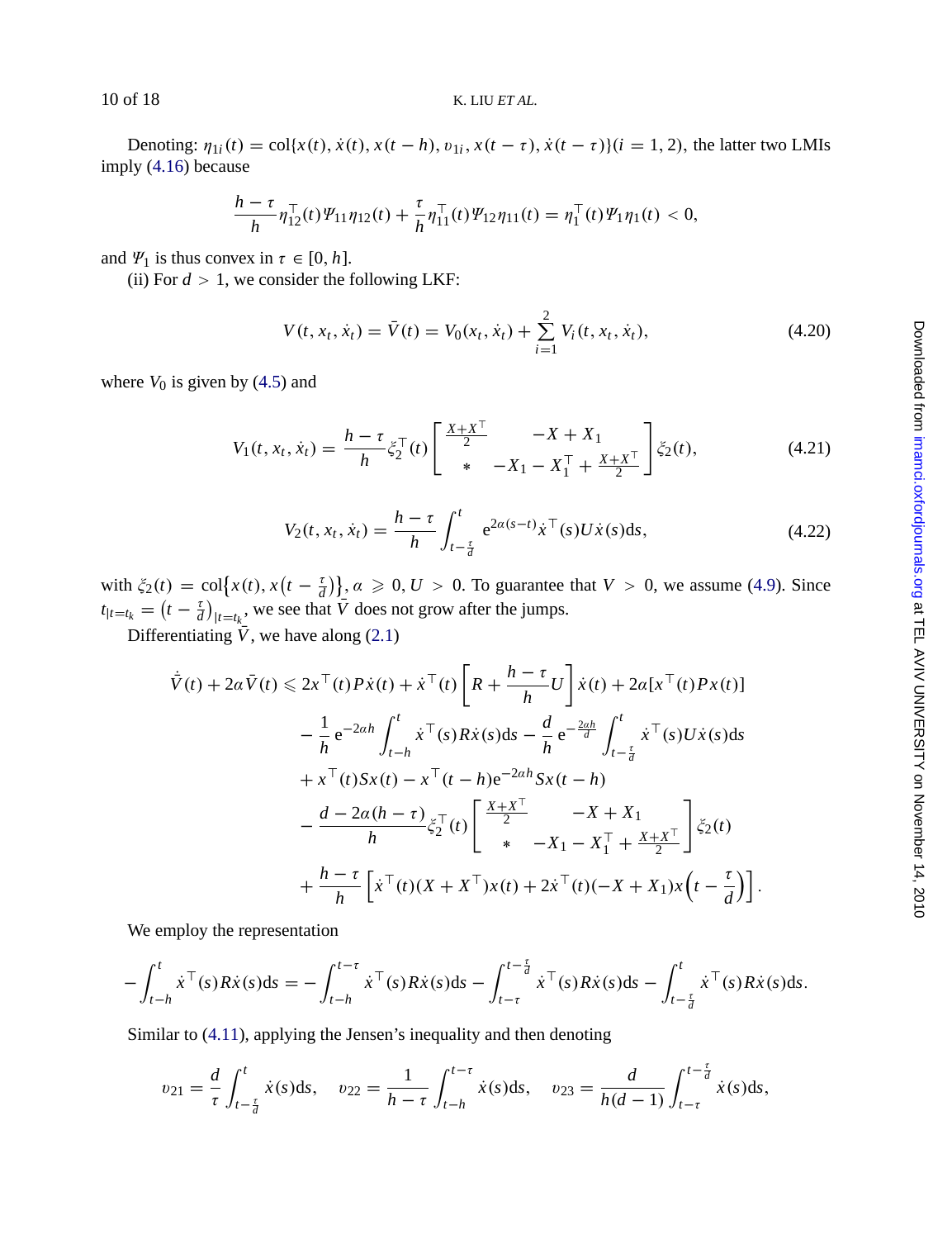Denoting: $\eta_{1i}(t) = \text{col}\{x(t), \dot{x}(t), x(t-h), v_{1i}, x(t-\tau), \dot{x}(t-\tau)\} (i = 1, 2)$, the latter two LMIs imply (4.16) because

$$\frac{h-\tau}{h}\eta_{12}^{\top}(t)\Psi_{11}\eta_{12}(t) + \frac{\tau}{h}\eta_{11}^{\top}(t)\Psi_{12}\eta_{11}(t) = \eta_1^{\top}(t)\Psi_1\eta_1(t) < 0,$$

and $\Psi_1$ is thus convex in $\tau \in [0, h]$.

(ii) For $d > 1$, we consider the following LKF:

$$V(t, x_t, \dot{x}_t) = \bar{V}(t) = V_0(x_t, \dot{x}_t) + \sum_{i=1}^{2} V_i(t, x_t, \dot{x}_t), \tag{4.20}$$

where $V_0$ is given by (4.5) and

$$V_1(t, x_t, \dot{x}_t) = \frac{h-\tau}{h}\xi_2^{\top}(t)\begin{bmatrix} \frac{X+X^{\top}}{2} & -X + X_1 \\ * & -X_1 - X_1^{\top} + \frac{X+X^{\top}}{2} \end{bmatrix}\xi_2(t), \tag{4.21}$$

$$V_2(t, x_t, \dot{x}_t) = \frac{h-\tau}{h}\int_{t-\frac{\tau}{d}}^{t} e^{2\alpha(s-t)}\dot{x}^{\top}(s)U\dot{x}(s)\mathrm{d}s, \tag{4.22}$$

with $\xi_2(t) = \text{col}\{x(t), x(t-\frac{\tau}{d})\}$, $\alpha \geqslant 0, U > 0$. To guarantee that $V > 0$, we assume (4.9). Since $t_{|t=t_k} = (t - \frac{\tau}{d})_{|t=t_k}$, we see that $\bar{V}$ does not grow after the jumps.

Differentiating $\bar{V}$, we have along (2.1)

$$\begin{aligned}
\dot{\bar{V}}(t) + 2\alpha\bar{V}(t) \leqslant\ & 2x^{\top}(t)P\dot{x}(t) + \dot{x}^{\top}(t)\left[R + \frac{h-\tau}{h}U\right]\dot{x}(t) + 2\alpha[x^{\top}(t)Px(t)] \\
& - \frac{1}{h}e^{-2\alpha h}\int_{t-h}^{t}\dot{x}^{\top}(s)R\dot{x}(s)\mathrm{d}s - \frac{d}{h}e^{-\frac{2\alpha h}{d}}\int_{t-\frac{\tau}{d}}^{t}\dot{x}^{\top}(s)U\dot{x}(s)\mathrm{d}s \\
& + x^{\top}(t)Sx(t) - x^{\top}(t-h)e^{-2\alpha h}Sx(t-h) \\
& - \frac{d - 2\alpha(h-\tau)}{h}\xi_2^{\top}(t)\begin{bmatrix} \frac{X+X^{\top}}{2} & -X + X_1 \\ * & -X_1 - X_1^{\top} + \frac{X+X^{\top}}{2} \end{bmatrix}\xi_2(t) \\
& + \frac{h-\tau}{h}\left[\dot{x}^{\top}(t)(X + X^{\top})x(t) + 2\dot{x}^{\top}(t)(-X + X_1)x\left(t - \frac{\tau}{d}\right)\right].
\end{aligned}$$

We employ the representation

$$-\int_{t-h}^{t}\dot{x}^{\top}(s)R\dot{x}(s)\mathrm{d}s = -\int_{t-h}^{t-\tau}\dot{x}^{\top}(s)R\dot{x}(s)\mathrm{d}s - \int_{t-\tau}^{t-\frac{\tau}{d}}\dot{x}^{\top}(s)R\dot{x}(s)\mathrm{d}s - \int_{t-\frac{\tau}{d}}^{t}\dot{x}^{\top}(s)R\dot{x}(s)\mathrm{d}s.$$

Similar to (4.11), applying the Jensen's inequality and then denoting

$$v_{21} = \frac{d}{\tau}\int_{t-\frac{\tau}{d}}^{t}\dot{x}(s)\mathrm{d}s, \quad v_{22} = \frac{1}{h-\tau}\int_{t-h}^{t-\tau}\dot{x}(s)\mathrm{d}s, \quad v_{23} = \frac{d}{h(d-1)}\int_{t-\tau}^{t-\frac{\tau}{d}}\dot{x}(s)\mathrm{d}s,$$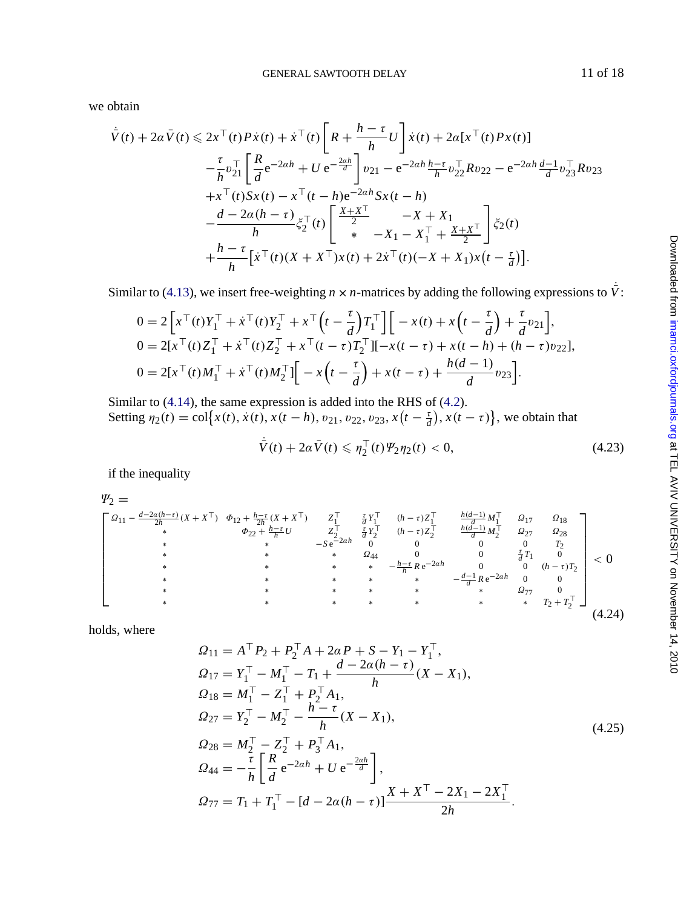we obtain

$$
\begin{aligned}
\dot{\bar{V}}(t) + 2\alpha \bar{V}(t) \leqslant\ & 2x^\top(t)P\dot{x}(t) + \dot{x}^\top(t)\left[R + \frac{h-\tau}{h}U\right]\dot{x}(t) + 2\alpha[x^\top(t)Px(t)] \\
& - \frac{\tau}{h}\upsilon_{21}^\top\left[\frac{R}{d}\mathrm{e}^{-2\alpha h} + U\,\mathrm{e}^{-\frac{2\alpha h}{d}}\right]\upsilon_{21} - \mathrm{e}^{-2\alpha h}\frac{h-\tau}{h}\upsilon_{22}^\top R\upsilon_{22} - \mathrm{e}^{-2\alpha h}\frac{d-1}{d}\upsilon_{23}^\top R\upsilon_{23} \\
& + x^\top(t)Sx(t) - x^\top(t-h)\mathrm{e}^{-2\alpha h}Sx(t-h) \\
& - \frac{d - 2\alpha(h-\tau)}{h}\xi_2^\top(t)\begin{bmatrix} \frac{X+X^\top}{2} & -X + X_1 \\ * & -X_1 - X_1^\top + \frac{X+X^\top}{2}\end{bmatrix}\xi_2(t) \\
& + \frac{h-\tau}{h}\left[\dot{x}^\top(t)(X+X^\top)x(t) + 2\dot{x}^\top(t)(-X+X_1)x\left(t-\tfrac{\tau}{d}\right)\right].
\end{aligned}
$$

Similar to (4.13), we insert free-weighting $n\times n$-matrices by adding the following expressions to $\dot{\bar{V}}$:

$$
\begin{aligned}
0 &= 2\left[x^\top(t)Y_1^\top + \dot{x}^\top(t)Y_2^\top + x^\top\left(t-\frac{\tau}{d}\right)T_1^\top\right]\left[-x(t) + x\left(t-\frac{\tau}{d}\right) + \frac{\tau}{d}\upsilon_{21}\right], \\
0 &= 2[x^\top(t)Z_1^\top + \dot{x}^\top(t)Z_2^\top + x^\top(t-\tau)T_2^\top][-x(t-\tau) + x(t-h) + (h-\tau)\upsilon_{22}], \\
0 &= 2[x^\top(t)M_1^\top + \dot{x}^\top(t)M_2^\top]\left[-x\left(t-\frac{\tau}{d}\right) + x(t-\tau) + \frac{h(d-1)}{d}\upsilon_{23}\right].
\end{aligned}
$$

Similar to (4.14), the same expression is added into the RHS of (4.2).
Setting $\eta_2(t) = \mathrm{col}\{x(t), \dot{x}(t), x(t-h), \upsilon_{21}, \upsilon_{22}, \upsilon_{23}, x\left(t-\frac{\tau}{d}\right), x(t-\tau)\}$, we obtain that

$$
\dot{\bar{V}}(t) + 2\alpha\bar{V}(t) \leqslant \eta_2^\top(t)\Psi_2\eta_2(t) < 0, \tag{4.23}
$$

if the inequality

$$
\Psi_2 = \begin{bmatrix}
\Omega_{11} - \frac{d-2\alpha(h-\tau)}{2h}(X+X^\top) & \Phi_{12} + \frac{h-\tau}{2h}(X+X^\top) & Z_1^\top & \frac{\tau}{d}Y_1^\top & (h-\tau)Z_1^\top & \frac{h(d-1)}{d}M_1^\top & \Omega_{17} & \Omega_{18} \\
* & \Phi_{22} + \frac{h-\tau}{h}U & Z_2^\top & \frac{\tau}{d}Y_2^\top & (h-\tau)Z_2^\top & \frac{h(d-1)}{d}M_2^\top & \Omega_{27} & \Omega_{28} \\
* & * & -S\,\mathrm{e}^{-2\alpha h} & 0 & 0 & 0 & 0 & T_2 \\
* & * & * & \Omega_{44} & 0 & 0 & \frac{\tau}{d}T_1 & 0 \\
* & * & * & * & -\frac{h-\tau}{h}R\,\mathrm{e}^{-2\alpha h} & 0 & 0 & (h-\tau)T_2 \\
* & * & * & * & * & -\frac{d-1}{d}R\,\mathrm{e}^{-2\alpha h} & 0 & 0 \\
* & * & * & * & * & * & \Omega_{77} & 0 \\
* & * & * & * & * & * & * & T_2 + T_2^\top
\end{bmatrix} < 0 \tag{4.24}
$$

holds, where

$$
\begin{aligned}
\Omega_{11} &= A^\top P_2 + P_2^\top A + 2\alpha P + S - Y_1 - Y_1^\top, \\
\Omega_{17} &= Y_1^\top - M_1^\top - T_1 + \frac{d - 2\alpha(h-\tau)}{h}(X - X_1), \\
\Omega_{18} &= M_1^\top - Z_1^\top + P_2^\top A_1, \\
\Omega_{27} &= Y_2^\top - M_2^\top - \frac{h-\tau}{h}(X - X_1), \\
\Omega_{28} &= M_2^\top - Z_2^\top + P_3^\top A_1, \\
\Omega_{44} &= -\frac{\tau}{h}\left[\frac{R}{d}\mathrm{e}^{-2\alpha h} + U\,\mathrm{e}^{-\frac{2\alpha h}{d}}\right], \\
\Omega_{77} &= T_1 + T_1^\top - [d - 2\alpha(h-\tau)]\frac{X + X^\top - 2X_1 - 2X_1^\top}{2h}.
\end{aligned} \tag{4.25}
$$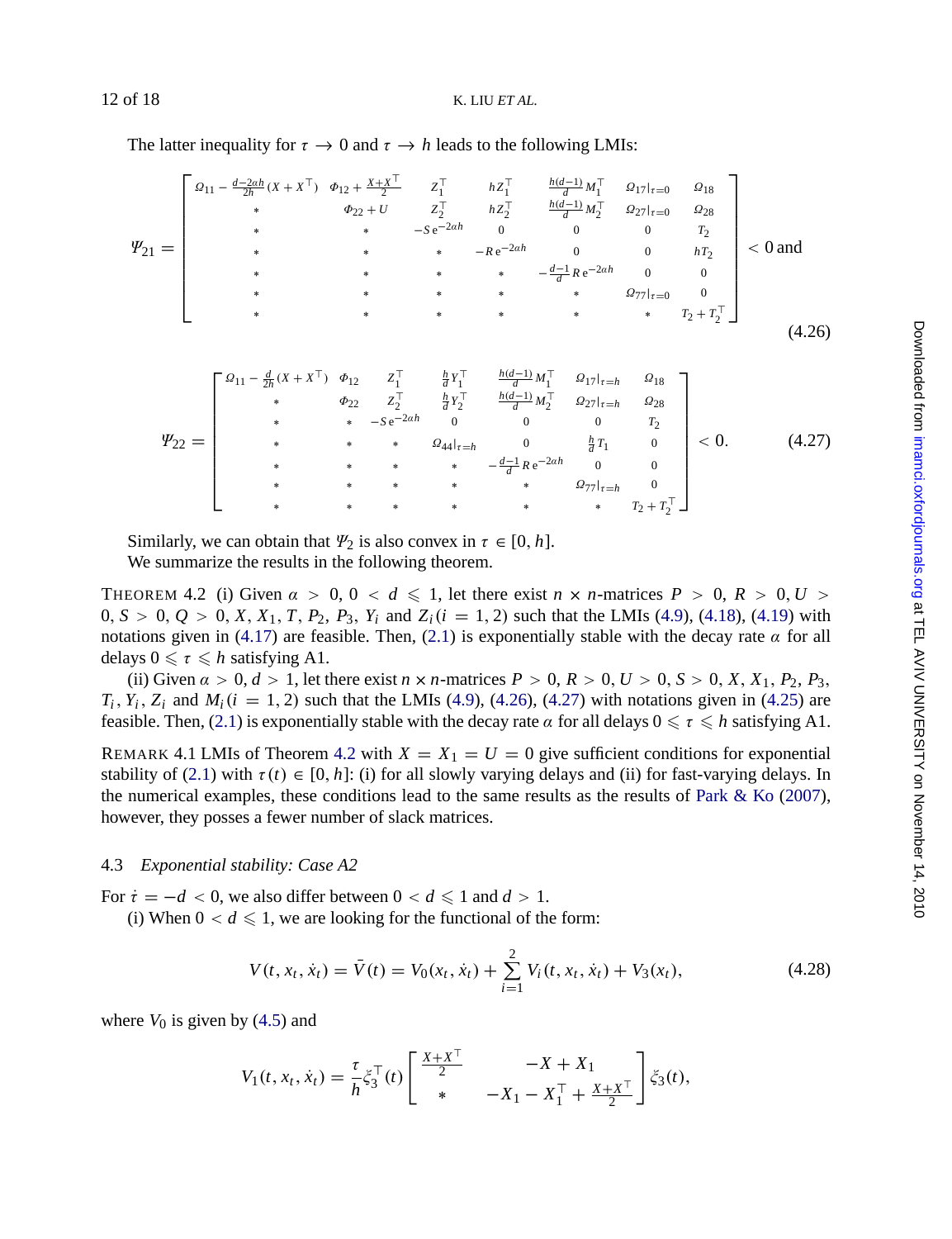The latter inequality for $\tau \to 0$ and $\tau \to h$ leads to the following LMIs:

$$\Psi_{21} = \begin{bmatrix} \Omega_{11} - \frac{d-2\alpha h}{2h}(X+X^\top) & \Phi_{12} + \frac{X+X^\top}{2} & Z_1^\top & hZ_1^\top & \frac{h(d-1)}{d}M_1^\top & \Omega_{17}|_{\tau=0} & \Omega_{18} \\ * & \Phi_{22}+U & Z_2^\top & hZ_2^\top & \frac{h(d-1)}{d}M_2^\top & \Omega_{27}|_{\tau=0} & \Omega_{28} \\ * & * & -S\,\mathrm{e}^{-2\alpha h} & 0 & 0 & 0 & T_2 \\ * & * & * & -R\,\mathrm{e}^{-2\alpha h} & 0 & 0 & hT_2 \\ * & * & * & * & -\frac{d-1}{d}R\,\mathrm{e}^{-2\alpha h} & 0 & 0 \\ * & * & * & * & * & \Omega_{77}|_{\tau=0} & 0 \\ * & * & * & * & * & * & T_2+T_2^\top \end{bmatrix} < 0 \text{ and} \tag{4.26}$$

$$\Psi_{22} = \begin{bmatrix} \Omega_{11} - \frac{d}{2h}(X+X^\top) & \Phi_{12} & Z_1^\top & \frac{h}{d}Y_1^\top & \frac{h(d-1)}{d}M_1^\top & \Omega_{17}|_{\tau=h} & \Omega_{18} \\ * & \Phi_{22} & Z_2^\top & \frac{h}{d}Y_2^\top & \frac{h(d-1)}{d}M_2^\top & \Omega_{27}|_{\tau=h} & \Omega_{28} \\ * & * & -S\,\mathrm{e}^{-2\alpha h} & 0 & 0 & 0 & T_2 \\ * & * & * & \Omega_{44}|_{\tau=h} & 0 & \frac{h}{d}T_1 & 0 \\ * & * & * & * & -\frac{d-1}{d}R\,\mathrm{e}^{-2\alpha h} & 0 & 0 \\ * & * & * & * & * & \Omega_{77}|_{\tau=h} & 0 \\ * & * & * & * & * & * & T_2+T_2^\top \end{bmatrix} < 0. \tag{4.27}$$

Similarly, we can obtain that $\Psi_2$ is also convex in $\tau \in [0, h]$.

We summarize the results in the following theorem.

THEOREM 4.2 (i) Given $\alpha > 0$, $0 < d \leqslant 1$, let there exist $n \times n$-matrices $P > 0$, $R > 0$, $U > 0$, $S > 0$, $Q > 0$, $X, X_1, T, P_2, P_3, Y_i$ and $Z_i (i = 1, 2)$ such that the LMIs (4.9), (4.18), (4.19) with notations given in (4.17) are feasible. Then, (2.1) is exponentially stable with the decay rate $\alpha$ for all delays $0 \leqslant \tau \leqslant h$ satisfying A1.

(ii) Given $\alpha > 0$, $d > 1$, let there exist $n \times n$-matrices $P > 0$, $R > 0$, $U > 0$, $S > 0$, $X, X_1, P_2, P_3$, $T_i, Y_i, Z_i$ and $M_i (i = 1, 2)$ such that the LMIs (4.9), (4.26), (4.27) with notations given in (4.25) are feasible. Then, (2.1) is exponentially stable with the decay rate $\alpha$ for all delays $0 \leqslant \tau \leqslant h$ satisfying A1.

REMARK 4.1 LMIs of Theorem 4.2 with $X = X_1 = U = 0$ give sufficient conditions for exponential stability of (2.1) with $\tau(t) \in [0, h]$: (i) for all slowly varying delays and (ii) for fast-varying delays. In the numerical examples, these conditions lead to the same results as the results of Park & Ko (2007), however, they posses a fewer number of slack matrices.

### 4.3 *Exponential stability: Case A2*

For $\dot{\tau} = -d < 0$, we also differ between $0 < d \leqslant 1$ and $d > 1$.

(i) When $0 < d \leqslant 1$, we are looking for the functional of the form:

$$V(t, x_t, \dot{x}_t) = \bar{V}(t) = V_0(x_t, \dot{x}_t) + \sum_{i=1}^{2} V_i(t, x_t, \dot{x}_t) + V_3(x_t), \tag{4.28}$$

where $V_0$ is given by (4.5) and

$$V_1(t, x_t, \dot{x}_t) = \frac{\tau}{h}\xi_3^\top(t) \begin{bmatrix} \frac{X+X^\top}{2} & -X + X_1 \\ * & -X_1 - X_1^\top + \frac{X+X^\top}{2} \end{bmatrix} \xi_3(t),$$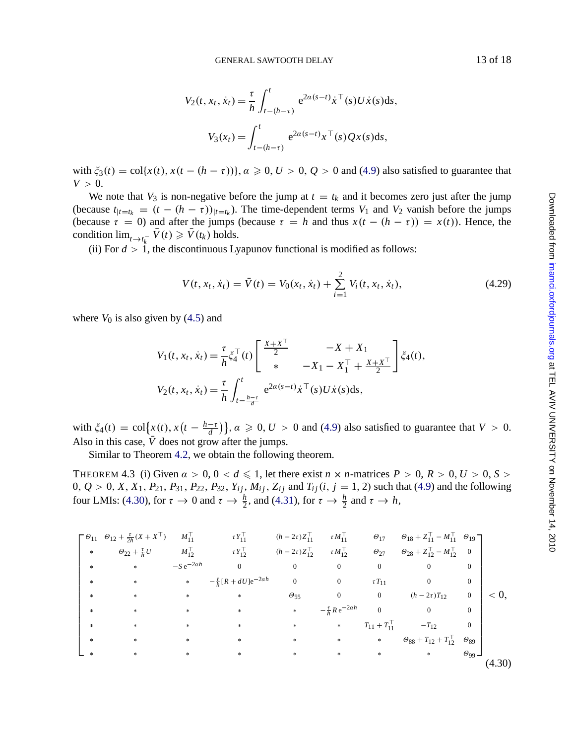$$V_2(t, x_t, \dot{x}_t) = \frac{\tau}{h}\int_{t-(h-\tau)}^{t} \mathrm{e}^{2\alpha(s-t)}\dot{x}^\top(s)U\dot{x}(s)\mathrm{d}s,$$

$$V_3(x_t) = \int_{t-(h-\tau)}^{t} \mathrm{e}^{2\alpha(s-t)}x^\top(s)Qx(s)\mathrm{d}s,$$

with $\xi_3(t) = \mathrm{col}\{x(t), x(t-(h-\tau))\}$, $\alpha \geqslant 0$, $U > 0$, $Q > 0$ and (4.9) also satisfied to guarantee that $V > 0$.

We note that $V_3$ is non-negative before the jump at $t = t_k$ and it becomes zero just after the jump (because $t_{|t=t_k} = (t-(h-\tau))_{|t=t_k}$). The time-dependent terms $V_1$ and $V_2$ vanish before the jumps (because $\tau = 0$) and after the jumps (because $\tau = h$ and thus $x(t-(h-\tau)) = x(t)$). Hence, the condition $\lim_{t\to t_k^-} \bar{V}(t) \geqslant \bar{V}(t_k)$ holds.

(ii) For $d > 1$, the discontinuous Lyapunov functional is modified as follows:

$$V(t, x_t, \dot{x}_t) = \bar{V}(t) = V_0(x_t, \dot{x}_t) + \sum_{i=1}^{2} V_i(t, x_t, \dot{x}_t), \tag{4.29}$$

where $V_0$ is also given by (4.5) and

$$V_1(t, x_t, \dot{x}_t) = \frac{\tau}{h}\xi_4^\top(t)\begin{bmatrix} \frac{X+X^\top}{2} & -X + X_1 \\ * & -X_1 - X_1^\top + \frac{X+X^\top}{2} \end{bmatrix}\xi_4(t),$$

$$V_2(t, x_t, \dot{x}_t) = \frac{\tau}{h}\int_{t-\frac{h-\tau}{d}}^{t} \mathrm{e}^{2\alpha(s-t)}\dot{x}^\top(s)U\dot{x}(s)\mathrm{d}s,$$

with $\xi_4(t) = \mathrm{col}\left\{x(t), x\left(t - \frac{h-\tau}{d}\right)\right\}$, $\alpha \geqslant 0$, $U > 0$ and (4.9) also satisfied to guarantee that $V > 0$. Also in this case, $\bar{V}$ does not grow after the jumps.

Similar to Theorem 4.2, we obtain the following theorem.

THEOREM 4.3 (i) Given $\alpha > 0$, $0 < d \leqslant 1$, let there exist $n \times n$-matrices $P > 0$, $R > 0$, $U > 0$, $S > 0$, $Q > 0$, $X$, $X_1$, $P_{21}$, $P_{31}$, $P_{22}$, $P_{32}$, $Y_{ij}$, $M_{ij}$, $Z_{ij}$ and $T_{ij}(i, j = 1, 2)$ such that (4.9) and the following four LMIs: (4.30), for $\tau \to 0$ and $\tau \to \frac{h}{2}$, and (4.31), for $\tau \to \frac{h}{2}$ and $\tau \to h$,

$$\begin{bmatrix}
\Theta_{11} & \Theta_{12} + \frac{\tau}{2h}(X + X^\top) & M_{11}^\top & \tau Y_{11}^\top & (h-2\tau)Z_{11}^\top & \tau M_{11}^\top & \Theta_{17} & \Theta_{18} + Z_{11}^\top - M_{11}^\top & \Theta_{19} \\
* & \Theta_{22} + \frac{\tau}{h}U & M_{12}^\top & \tau Y_{12}^\top & (h-2\tau)Z_{12}^\top & \tau M_{12}^\top & \Theta_{27} & \Theta_{28} + Z_{12}^\top - M_{12}^\top & 0 \\
* & * & -S\,\mathrm{e}^{-2\alpha h} & 0 & 0 & 0 & 0 & 0 & 0 \\
* & * & * & -\frac{\tau}{h}[R + dU]\mathrm{e}^{-2\alpha h} & 0 & 0 & \tau T_{11} & 0 & 0 \\
* & * & * & * & \Theta_{55} & 0 & 0 & (h-2\tau)T_{12} & 0 \\
* & * & * & * & * & -\frac{\tau}{h}R\,\mathrm{e}^{-2\alpha h} & 0 & 0 & 0 \\
* & * & * & * & * & * & T_{11} + T_{11}^\top & -T_{12} & 0 \\
* & * & * & * & * & * & * & \Theta_{88} + T_{12} + T_{12}^\top & \Theta_{89} \\
* & * & * & * & * & * & * & * & \Theta_{99}
\end{bmatrix} < 0, \tag{4.30}$$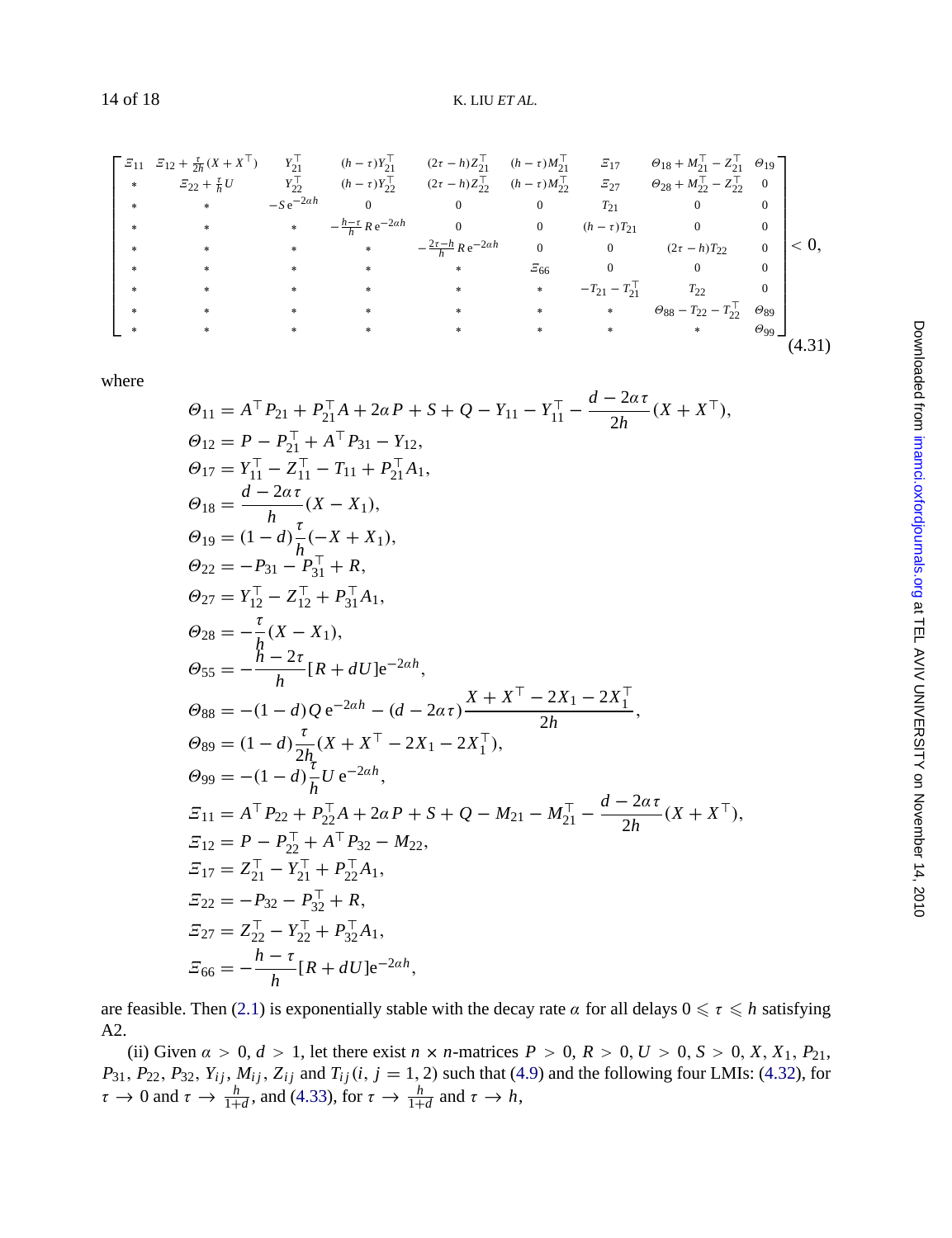$$
\begin{bmatrix}
\Xi_{11} & \Xi_{12}+\frac{\tau}{2h}(X+X^{\top}) & Y_{21}^{\top} & (h-\tau)Y_{21}^{\top} & (2\tau-h)Z_{21}^{\top} & (h-\tau)M_{21}^{\top} & \Xi_{17} & \Theta_{18}+M_{21}^{\top}-Z_{21}^{\top} & \Theta_{19} \\
* & \Xi_{22}+\frac{\tau}{h}U & Y_{22}^{\top} & (h-\tau)Y_{22}^{\top} & (2\tau-h)Z_{22}^{\top} & (h-\tau)M_{22}^{\top} & \Xi_{27} & \Theta_{28}+M_{22}^{\top}-Z_{22}^{\top} & 0 \\
* & * & -S\,\mathrm{e}^{-2\alpha h} & 0 & 0 & 0 & T_{21} & 0 & 0 \\
* & * & * & -\frac{h-\tau}{h}R\,\mathrm{e}^{-2\alpha h} & 0 & 0 & (h-\tau)T_{21} & 0 & 0 \\
* & * & * & * & -\frac{2\tau-h}{h}R\,\mathrm{e}^{-2\alpha h} & 0 & 0 & (2\tau-h)T_{22} & 0 \\
* & * & * & * & * & \Xi_{66} & 0 & 0 & 0 \\
* & * & * & * & * & * & -T_{21}-T_{21}^{\top} & T_{22} & 0 \\
* & * & * & * & * & * & * & \Theta_{88}-T_{22}-T_{22}^{\top} & \Theta_{89} \\
* & * & * & * & * & * & * & * & \Theta_{99}
\end{bmatrix} < 0, \tag{4.31}
$$

where

$$
\begin{aligned}
\Theta_{11} &= A^{\top}P_{21} + P_{21}^{\top}A + 2\alpha P + S + Q - Y_{11} - Y_{11}^{\top} - \frac{d-2\alpha\tau}{2h}(X+X^{\top}),\\
\Theta_{12} &= P - P_{21}^{\top} + A^{\top}P_{31} - Y_{12},\\
\Theta_{17} &= Y_{11}^{\top} - Z_{11}^{\top} - T_{11} + P_{21}^{\top}A_1,\\
\Theta_{18} &= \frac{d-2\alpha\tau}{h}(X - X_1),\\
\Theta_{19} &= (1-d)\frac{\tau}{h}(-X + X_1),\\
\Theta_{22} &= -P_{31} - P_{31}^{\top} + R,\\
\Theta_{27} &= Y_{12}^{\top} - Z_{12}^{\top} + P_{31}^{\top}A_1,\\
\Theta_{28} &= -\frac{\tau}{h}(X - X_1),\\
\Theta_{55} &= -\frac{h-2\tau}{h}[R + dU]\mathrm{e}^{-2\alpha h},\\
\Theta_{88} &= -(1-d)Q\,\mathrm{e}^{-2\alpha h} - (d-2\alpha\tau)\frac{X + X^{\top} - 2X_1 - 2X_1^{\top}}{2h},\\
\Theta_{89} &= (1-d)\frac{\tau}{2h}(X + X^{\top} - 2X_1 - 2X_1^{\top}),\\
\Theta_{99} &= -(1-d)\frac{\tau}{h}U\,\mathrm{e}^{-2\alpha h},\\
\Xi_{11} &= A^{\top}P_{22} + P_{22}^{\top}A + 2\alpha P + S + Q - M_{21} - M_{21}^{\top} - \frac{d-2\alpha\tau}{2h}(X+X^{\top}),\\
\Xi_{12} &= P - P_{22}^{\top} + A^{\top}P_{32} - M_{22},\\
\Xi_{17} &= Z_{21}^{\top} - Y_{21}^{\top} + P_{22}^{\top}A_1,\\
\Xi_{22} &= -P_{32} - P_{32}^{\top} + R,\\
\Xi_{27} &= Z_{22}^{\top} - Y_{22}^{\top} + P_{32}^{\top}A_1,\\
\Xi_{66} &= -\frac{h-\tau}{h}[R + dU]\mathrm{e}^{-2\alpha h},
\end{aligned}
$$

are feasible. Then (2.1) is exponentially stable with the decay rate $\alpha$ for all delays $0 \leqslant \tau \leqslant h$ satisfying A2.

(ii) Given $\alpha > 0$, $d > 1$, let there exist $n \times n$-matrices $P > 0$, $R > 0$, $U > 0$, $S > 0$, $X$, $X_1$, $P_{21}$, $P_{31}$, $P_{22}$, $P_{32}$, $Y_{ij}$, $M_{ij}$, $Z_{ij}$ and $T_{ij}$ $(i, j = 1, 2)$ such that (4.9) and the following four LMIs: (4.32), for $\tau \to 0$ and $\tau \to \frac{h}{1+d}$, and (4.33), for $\tau \to \frac{h}{1+d}$ and $\tau \to h$,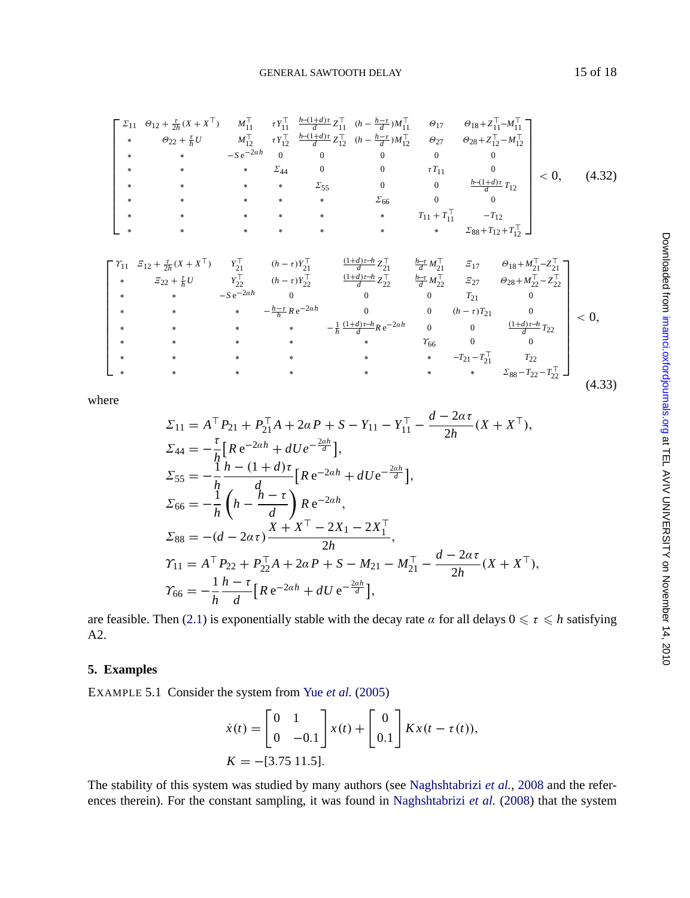$$
\begin{bmatrix}
\Sigma_{11} & \Theta_{12}+\frac{\tau}{2h}(X+X^\top) & M_{11}^\top & \tau Y_{11}^\top & \frac{h-(1+d)\tau}{d}Z_{11}^\top & (h-\frac{h-\tau}{d})M_{11}^\top & \Theta_{17} & \Theta_{18}+Z_{11}^\top-M_{11}^\top \\
* & \Theta_{22}+\frac{\tau}{h}U & M_{12}^\top & \tau Y_{12}^\top & \frac{h-(1+d)\tau}{d}Z_{12}^\top & (h-\frac{h-\tau}{d})M_{12}^\top & \Theta_{27} & \Theta_{28}+Z_{12}^\top-M_{12}^\top \\
* & * & -S\,\mathrm{e}^{-2\alpha h} & 0 & 0 & 0 & 0 & 0 \\
* & * & * & \Sigma_{44} & 0 & 0 & \tau T_{11} & 0 \\
* & * & * & * & \Sigma_{55} & 0 & 0 & \frac{h-(1+d)\tau}{d}T_{12} \\
* & * & * & * & * & \Sigma_{66} & 0 & 0 \\
* & * & * & * & * & * & T_{11}+T_{11}^\top & -T_{12} \\
* & * & * & * & * & * & * & \Sigma_{88}+T_{12}+T_{12}^\top
\end{bmatrix} < 0, \tag{4.32}
$$

$$
\begin{bmatrix}
\Upsilon_{11} & \Xi_{12}+\frac{\tau}{2h}(X+X^\top) & Y_{21}^\top & (h-\tau)Y_{21}^\top & \frac{(1+d)\tau-h}{d}Z_{21}^\top & \frac{h-\tau}{d}M_{21}^\top & \Xi_{17} & \Theta_{18}+M_{21}^\top-Z_{21}^\top \\
* & \Xi_{22}+\frac{\tau}{h}U & Y_{22}^\top & (h-\tau)Y_{22}^\top & \frac{(1+d)\tau-h}{d}Z_{22}^\top & \frac{h-\tau}{d}M_{22}^\top & \Xi_{27} & \Theta_{28}+M_{22}^\top-Z_{22}^\top \\
* & * & -S\,\mathrm{e}^{-2\alpha h} & 0 & 0 & 0 & T_{21} & 0 \\
* & * & * & -\frac{h-\tau}{h}R\,\mathrm{e}^{-2\alpha h} & 0 & 0 & (h-\tau)T_{21} & 0 \\
* & * & * & * & -\frac{1}{h}\frac{(1+d)\tau-h}{d}R\,\mathrm{e}^{-2\alpha h} & 0 & 0 & \frac{(1+d)\tau-h}{d}T_{22} \\
* & * & * & * & * & \Upsilon_{66} & 0 & 0 \\
* & * & * & * & * & * & -T_{21}-T_{21}^\top & T_{22} \\
* & * & * & * & * & * & * & \Sigma_{88}-T_{22}-T_{22}^\top
\end{bmatrix} < 0, \tag{4.33}
$$

where

$$
\begin{aligned}
\Sigma_{11} &= A^\top P_{21} + P_{21}^\top A + 2\alpha P + S - Y_{11} - Y_{11}^\top - \frac{d-2\alpha\tau}{2h}(X+X^\top),\\
\Sigma_{44} &= -\frac{\tau}{h}\left[R\,\mathrm{e}^{-2\alpha h} + dU e^{-\frac{2\alpha h}{d}}\right],\\
\Sigma_{55} &= -\frac{1}{h}\frac{h-(1+d)\tau}{d}\left[R\,\mathrm{e}^{-2\alpha h} + dU\mathrm{e}^{-\frac{2\alpha h}{d}}\right],\\
\Sigma_{66} &= -\frac{1}{h}\left(h - \frac{h-\tau}{d}\right)R\,\mathrm{e}^{-2\alpha h},\\
\Sigma_{88} &= -(d-2\alpha\tau)\frac{X+X^\top-2X_1-2X_1^\top}{2h},\\
\Upsilon_{11} &= A^\top P_{22} + P_{22}^\top A + 2\alpha P + S - M_{21} - M_{21}^\top - \frac{d-2\alpha\tau}{2h}(X+X^\top),\\
\Upsilon_{66} &= -\frac{1}{h}\frac{h-\tau}{d}\left[R\,\mathrm{e}^{-2\alpha h} + dU\,\mathrm{e}^{-\frac{2\alpha h}{d}}\right],
\end{aligned}
$$

are feasible. Then (2.1) is exponentially stable with the decay rate $\alpha$ for all delays $0 \leqslant \tau \leqslant h$ satisfying A2.

## 5. Examples

EXAMPLE 5.1 Consider the system from Yue *et al.* (2005)

$$
\dot{x}(t) = \begin{bmatrix} 0 & 1 \\ 0 & -0.1 \end{bmatrix} x(t) + \begin{bmatrix} 0 \\ 0.1 \end{bmatrix} Kx(t-\tau(t)),
$$
$$
K = -[3.75\ 11.5].
$$

The stability of this system was studied by many authors (see Naghshtabrizi *et al.*, 2008 and the references therein). For the constant sampling, it was found in Naghshtabrizi *et al.* (2008) that the system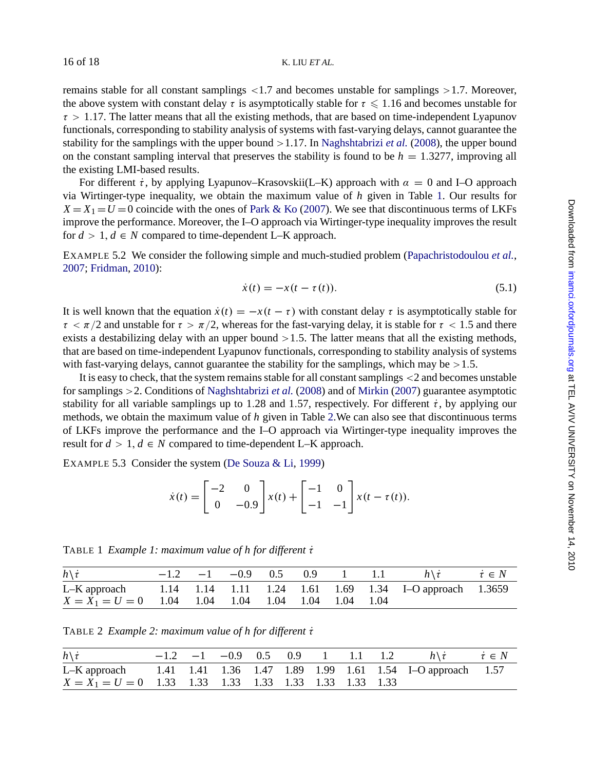remains stable for all constant samplings $<1.7$ and becomes unstable for samplings $>1.7$. Moreover, the above system with constant delay $\tau$ is asymptotically stable for $\tau \leqslant 1.16$ and becomes unstable for $\tau > 1.17$. The latter means that all the existing methods, that are based on time-independent Lyapunov functionals, corresponding to stability analysis of systems with fast-varying delays, cannot guarantee the stability for the samplings with the upper bound $>1.17$. In Naghshtabrizi *et al.* (2008), the upper bound on the constant sampling interval that preserves the stability is found to be $h = 1.3277$, improving all the existing LMI-based results.

For different $\dot{\tau}$, by applying Lyapunov–Krasovskii(L–K) approach with $\alpha = 0$ and I–O approach via Wirtinger-type inequality, we obtain the maximum value of $h$ given in Table 1. Our results for $X = X_1 = U = 0$ coincide with the ones of Park & Ko (2007). We see that discontinuous terms of LKFs improve the performance. Moreover, the I–O approach via Wirtinger-type inequality improves the result for $d > 1, d \in N$ compared to time-dependent L–K approach.

EXAMPLE 5.2 We consider the following simple and much-studied problem (Papachristodoulou *et al.*, 2007; Fridman, 2010):

$$\dot{x}(t) = -x(t - \tau(t)). \tag{5.1}$$

It is well known that the equation $\dot{x}(t) = -x(t - \tau)$ with constant delay $\tau$ is asymptotically stable for $\tau < \pi/2$ and unstable for $\tau > \pi/2$, whereas for the fast-varying delay, it is stable for $\tau < 1.5$ and there exists a destabilizing delay with an upper bound $>1.5$. The latter means that all the existing methods, that are based on time-independent Lyapunov functionals, corresponding to stability analysis of systems with fast-varying delays, cannot guarantee the stability for the samplings, which may be $>1.5$.

It is easy to check, that the system remains stable for all constant samplings $<2$ and becomes unstable for samplings $>2$. Conditions of Naghshtabrizi *et al.* (2008) and of Mirkin (2007) guarantee asymptotic stability for all variable samplings up to 1.28 and 1.57, respectively. For different $\dot{\tau}$, by applying our methods, we obtain the maximum value of $h$ given in Table 2.We can also see that discontinuous terms of LKFs improve the performance and the I–O approach via Wirtinger-type inequality improves the result for $d > 1, d \in N$ compared to time-dependent L–K approach.

EXAMPLE 5.3 Consider the system (De Souza & Li, 1999)

$$\dot{x}(t) = \begin{bmatrix} -2 & 0 \\ 0 & -0.9 \end{bmatrix} x(t) + \begin{bmatrix} -1 & 0 \\ -1 & -1 \end{bmatrix} x(t - \tau(t)).$$

TABLE 1 *Example 1: maximum value of h for different $\dot{\tau}$*

| $h \backslash \dot{\tau}$ | $-1.2$ | $-1$ | $-0.9$ | $0.5$ | $0.9$ | $1$ | $1.1$ | $h \backslash \dot{\tau}$ | $\dot{\tau} \in N$ |
|---|---|---|---|---|---|---|---|---|---|
| L–K approach | 1.14 | 1.14 | 1.11 | 1.24 | 1.61 | 1.69 | 1.34 | I–O approach | 1.3659 |
| $X = X_1 = U = 0$ | 1.04 | 1.04 | 1.04 | 1.04 | 1.04 | 1.04 | 1.04 | | |

TABLE 2 *Example 2: maximum value of h for different $\dot{\tau}$*

| $h \backslash \dot{\tau}$ | $-1.2$ | $-1$ | $-0.9$ | $0.5$ | $0.9$ | $1$ | $1.1$ | $1.2$ | $h \backslash \dot{\tau}$ | $\dot{\tau} \in N$ |
|---|---|---|---|---|---|---|---|---|---|---|
| L–K approach | 1.41 | 1.41 | 1.36 | 1.47 | 1.89 | 1.99 | 1.61 | 1.54 | I–O approach | 1.57 |
| $X = X_1 = U = 0$ | 1.33 | 1.33 | 1.33 | 1.33 | 1.33 | 1.33 | 1.33 | 1.33 | | |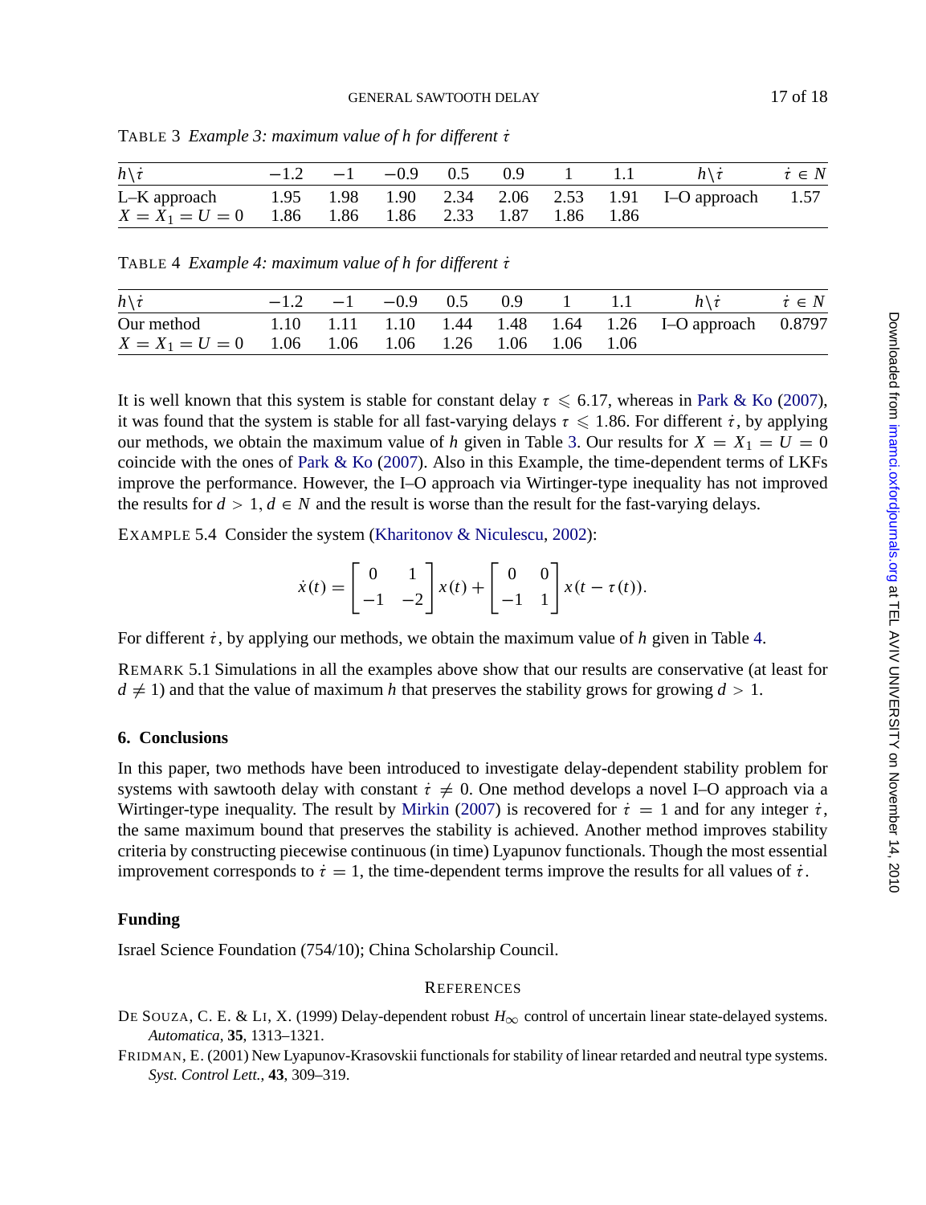TABLE 3 *Example 3: maximum value of $h$ for different $\dot{\tau}$*

| $h\backslash\dot{\tau}$ | $-1.2$ | $-1$ | $-0.9$ | $0.5$ | $0.9$ | $1$ | $1.1$ | $h\backslash\dot{\tau}$ | $\dot{\tau} \in N$ |
|---|---|---|---|---|---|---|---|---|---|
| L–K approach | 1.95 | 1.98 | 1.90 | 2.34 | 2.06 | 2.53 | 1.91 | I–O approach | 1.57 |
| $X = X_1 = U = 0$ | 1.86 | 1.86 | 1.86 | 2.33 | 1.87 | 1.86 | 1.86 | | |

TABLE 4 *Example 4: maximum value of $h$ for different $\dot{\tau}$*

| $h\backslash\dot{\tau}$ | $-1.2$ | $-1$ | $-0.9$ | $0.5$ | $0.9$ | $1$ | $1.1$ | $h\backslash\dot{\tau}$ | $\dot{\tau} \in N$ |
|---|---|---|---|---|---|---|---|---|---|
| Our method | 1.10 | 1.11 | 1.10 | 1.44 | 1.48 | 1.64 | 1.26 | I–O approach | 0.8797 |
| $X = X_1 = U = 0$ | 1.06 | 1.06 | 1.06 | 1.26 | 1.06 | 1.06 | 1.06 | | |

It is well known that this system is stable for constant delay $\tau \leqslant 6.17$, whereas in Park & Ko (2007), it was found that the system is stable for all fast-varying delays $\tau \leqslant 1.86$. For different $\dot{\tau}$, by applying our methods, we obtain the maximum value of $h$ given in Table 3. Our results for $X = X_1 = U = 0$ coincide with the ones of Park & Ko (2007). Also in this Example, the time-dependent terms of LKFs improve the performance. However, the I–O approach via Wirtinger-type inequality has not improved the results for $d > 1, d \in N$ and the result is worse than the result for the fast-varying delays.

EXAMPLE 5.4 Consider the system (Kharitonov & Niculescu, 2002):

$$\dot{x}(t) = \begin{bmatrix} 0 & 1 \\ -1 & -2 \end{bmatrix} x(t) + \begin{bmatrix} 0 & 0 \\ -1 & 1 \end{bmatrix} x(t - \tau(t)).$$

For different $\dot{\tau}$, by applying our methods, we obtain the maximum value of $h$ given in Table 4.

REMARK 5.1 Simulations in all the examples above show that our results are conservative (at least for $d \neq 1$) and that the value of maximum $h$ that preserves the stability grows for growing $d > 1$.

## 6. Conclusions

In this paper, two methods have been introduced to investigate delay-dependent stability problem for systems with sawtooth delay with constant $\dot{\tau} \neq 0$. One method develops a novel I–O approach via a Wirtinger-type inequality. The result by Mirkin (2007) is recovered for $\dot{\tau} = 1$ and for any integer $\dot{\tau}$, the same maximum bound that preserves the stability is achieved. Another method improves stability criteria by constructing piecewise continuous (in time) Lyapunov functionals. Though the most essential improvement corresponds to $\dot{\tau} = 1$, the time-dependent terms improve the results for all values of $\dot{\tau}$.

## Funding

Israel Science Foundation (754/10); China Scholarship Council.

## REFERENCES

DE SOUZA, C. E. & LI, X. (1999) Delay-dependent robust $H_\infty$ control of uncertain linear state-delayed systems. *Automatica*, **35**, 1313–1321.

FRIDMAN, E. (2001) New Lyapunov-Krasovskii functionals for stability of linear retarded and neutral type systems. *Syst. Control Lett.*, **43**, 309–319.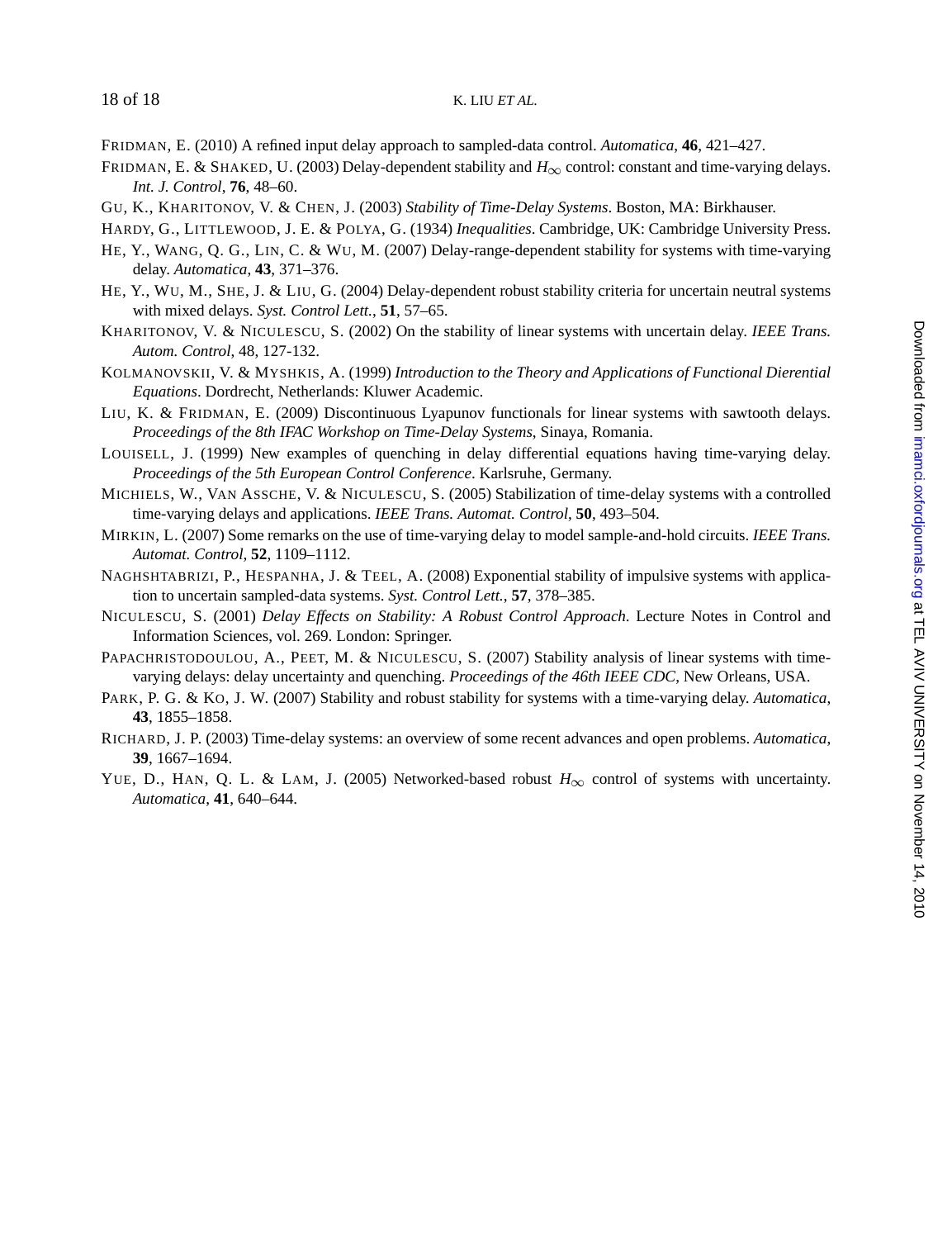FRIDMAN, E. (2010) A refined input delay approach to sampled-data control. *Automatica*, **46**, 421–427.

FRIDMAN, E. & SHAKED, U. (2003) Delay-dependent stability and $H_\infty$ control: constant and time-varying delays. *Int. J. Control*, **76**, 48–60.

GU, K., KHARITONOV, V. & CHEN, J. (2003) *Stability of Time-Delay Systems*. Boston, MA: Birkhauser.

HARDY, G., LITTLEWOOD, J. E. & POLYA, G. (1934) *Inequalities*. Cambridge, UK: Cambridge University Press.

HE, Y., WANG, Q. G., LIN, C. & WU, M. (2007) Delay-range-dependent stability for systems with time-varying delay. *Automatica*, **43**, 371–376.

HE, Y., WU, M., SHE, J. & LIU, G. (2004) Delay-dependent robust stability criteria for uncertain neutral systems with mixed delays. *Syst. Control Lett.*, **51**, 57–65.

KHARITONOV, V. & NICULESCU, S. (2002) On the stability of linear systems with uncertain delay. *IEEE Trans. Autom. Control*, 48, 127-132.

KOLMANOVSKII, V. & MYSHKIS, A. (1999) *Introduction to the Theory and Applications of Functional Dierential Equations*. Dordrecht, Netherlands: Kluwer Academic.

LIU, K. & FRIDMAN, E. (2009) Discontinuous Lyapunov functionals for linear systems with sawtooth delays. *Proceedings of the 8th IFAC Workshop on Time-Delay Systems*, Sinaya, Romania.

LOUISELL, J. (1999) New examples of quenching in delay differential equations having time-varying delay. *Proceedings of the 5th European Control Conference*. Karlsruhe, Germany.

MICHIELS, W., VAN ASSCHE, V. & NICULESCU, S. (2005) Stabilization of time-delay systems with a controlled time-varying delays and applications. *IEEE Trans. Automat. Control*, **50**, 493–504.

MIRKIN, L. (2007) Some remarks on the use of time-varying delay to model sample-and-hold circuits. *IEEE Trans. Automat. Control*, **52**, 1109–1112.

NAGHSHTABRIZI, P., HESPANHA, J. & TEEL, A. (2008) Exponential stability of impulsive systems with application to uncertain sampled-data systems. *Syst. Control Lett.*, **57**, 378–385.

NICULESCU, S. (2001) *Delay Effects on Stability: A Robust Control Approach*. Lecture Notes in Control and Information Sciences, vol. 269. London: Springer.

PAPACHRISTODOULOU, A., PEET, M. & NICULESCU, S. (2007) Stability analysis of linear systems with time-varying delays: delay uncertainty and quenching. *Proceedings of the 46th IEEE CDC*, New Orleans, USA.

PARK, P. G. & KO, J. W. (2007) Stability and robust stability for systems with a time-varying delay. *Automatica*, **43**, 1855–1858.

RICHARD, J. P. (2003) Time-delay systems: an overview of some recent advances and open problems. *Automatica*, **39**, 1667–1694.

YUE, D., HAN, Q. L. & LAM, J. (2005) Networked-based robust $H_\infty$ control of systems with uncertainty. *Automatica*, **41**, 640–644.